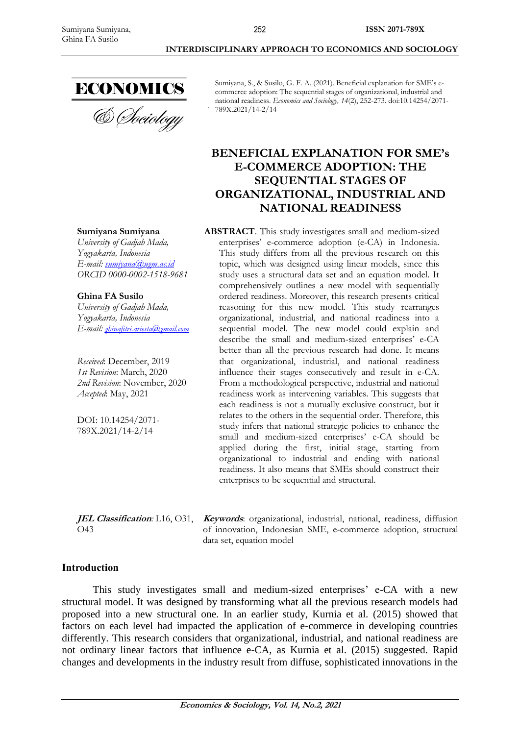Sumiyana, S., & Susilo, G. F. A. (2021). Beneficial explanation for SME's e-commerce adoption: The sequential stages of organizational, industrial and national readiness. *Economics and Sociology, 14*(2), 252-273. doi:10.14254/2071-789X.2021/14-2/14

# BENEFICIAL EXPLANATION FOR SME's E-COMMERCE ADOPTION: THE SEQUENTIAL STAGES OF ORGANIZATIONAL, INDUSTRIAL AND NATIONAL READINESS

**Sumiyana Sumiyana**
*University of Gadjah Mada, Yogyakarta, Indonesia*
*E-mail: sumiyana@ugm.ac.id*
*ORCID 0000-0002-1518-9681*

**Ghina FA Susilo**
*University of Gadjah Mada, Yogyakarta, Indonesia*
*E-mail: ghinafitri.ariesta@gmail.com*

*Received*: December, 2019
*1st Revision*: March, 2020
*2nd Revision*: November, 2020
*Accepted*: May, 2021

DOI: 10.14254/2071-789X.2021/14-2/14

**ABSTRACT**. This study investigates small and medium-sized enterprises' e-commerce adoption (e-CA) in Indonesia. This study differs from all the previous research on this topic, which was designed using linear models, since this study uses a structural data set and an equation model. It comprehensively outlines a new model with sequentially ordered readiness. Moreover, this research presents critical reasoning for this new model. This study rearranges organizational, industrial, and national readiness into a sequential model. The new model could explain and describe the small and medium-sized enterprises' e-CA better than all the previous research had done. It means that organizational, industrial, and national readiness influence their stages consecutively and result in e-CA. From a methodological perspective, industrial and national readiness work as intervening variables. This suggests that each readiness is not a mutually exclusive construct, but it relates to the others in the sequential order. Therefore, this study infers that national strategic policies to enhance the small and medium-sized enterprises' e-CA should be applied during the first, initial stage, starting from organizational to industrial and ending with national readiness. It also means that SMEs should construct their enterprises to be sequential and structural.

***JEL Classification**:* L16, O31, O43

***Keywords***: organizational, industrial, national, readiness, diffusion of innovation, Indonesian SME, e-commerce adoption, structural data set, equation model

## Introduction

This study investigates small and medium-sized enterprises' e-CA with a new structural model. It was designed by transforming what all the previous research models had proposed into a new structural one. In an earlier study, Kurnia et al. (2015) showed that factors on each level had impacted the application of e-commerce in developing countries differently. This research considers that organizational, industrial, and national readiness are not ordinary linear factors that influence e-CA, as Kurnia et al. (2015) suggested. Rapid changes and developments in the industry result from diffuse, sophisticated innovations in the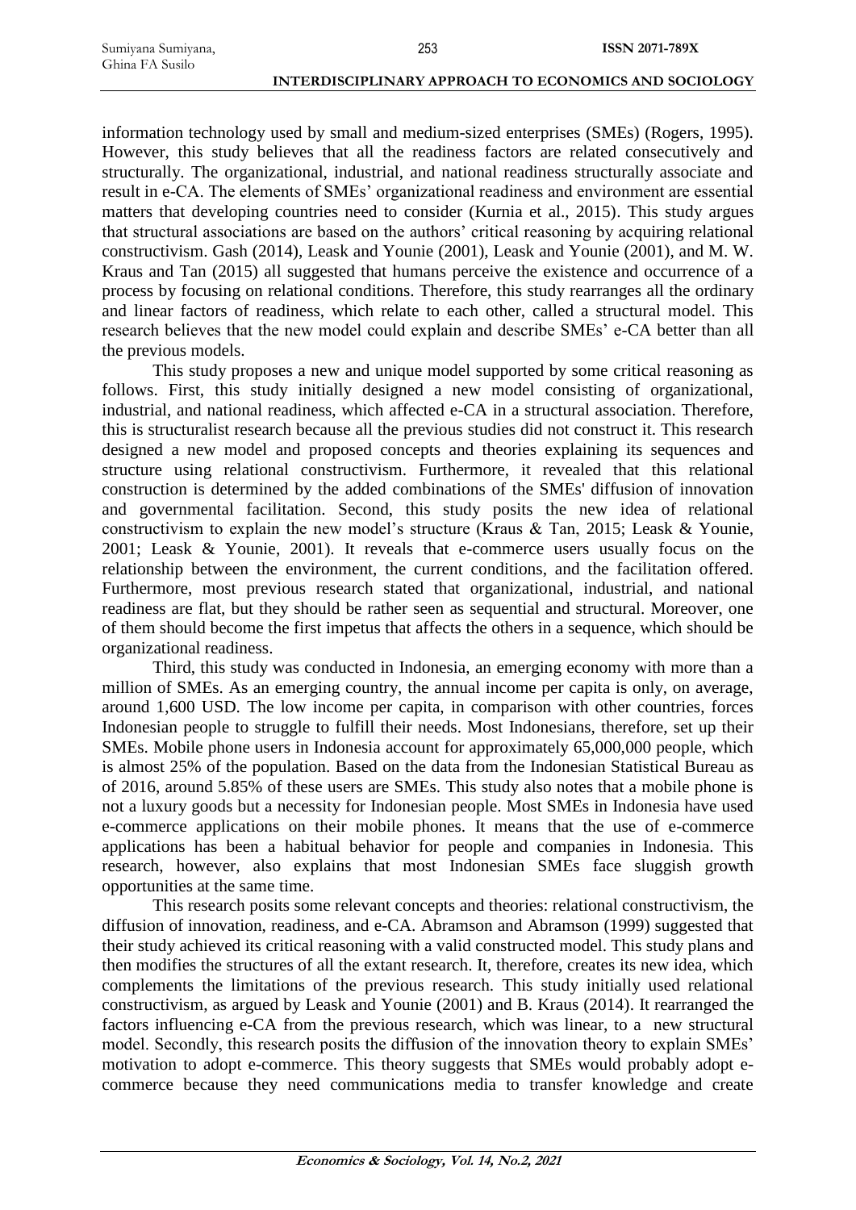information technology used by small and medium-sized enterprises (SMEs) (Rogers, 1995). However, this study believes that all the readiness factors are related consecutively and structurally. The organizational, industrial, and national readiness structurally associate and result in e-CA. The elements of SMEs' organizational readiness and environment are essential matters that developing countries need to consider (Kurnia et al., 2015). This study argues that structural associations are based on the authors' critical reasoning by acquiring relational constructivism. Gash (2014), Leask and Younie (2001), Leask and Younie (2001), and M. W. Kraus and Tan (2015) all suggested that humans perceive the existence and occurrence of a process by focusing on relational conditions. Therefore, this study rearranges all the ordinary and linear factors of readiness, which relate to each other, called a structural model. This research believes that the new model could explain and describe SMEs' e-CA better than all the previous models.

This study proposes a new and unique model supported by some critical reasoning as follows. First, this study initially designed a new model consisting of organizational, industrial, and national readiness, which affected e-CA in a structural association. Therefore, this is structuralist research because all the previous studies did not construct it. This research designed a new model and proposed concepts and theories explaining its sequences and structure using relational constructivism. Furthermore, it revealed that this relational construction is determined by the added combinations of the SMEs' diffusion of innovation and governmental facilitation. Second, this study posits the new idea of relational constructivism to explain the new model's structure (Kraus & Tan, 2015; Leask & Younie, 2001; Leask & Younie, 2001). It reveals that e-commerce users usually focus on the relationship between the environment, the current conditions, and the facilitation offered. Furthermore, most previous research stated that organizational, industrial, and national readiness are flat, but they should be rather seen as sequential and structural. Moreover, one of them should become the first impetus that affects the others in a sequence, which should be organizational readiness.

Third, this study was conducted in Indonesia, an emerging economy with more than a million of SMEs. As an emerging country, the annual income per capita is only, on average, around 1,600 USD. The low income per capita, in comparison with other countries, forces Indonesian people to struggle to fulfill their needs. Most Indonesians, therefore, set up their SMEs. Mobile phone users in Indonesia account for approximately 65,000,000 people, which is almost 25% of the population. Based on the data from the Indonesian Statistical Bureau as of 2016, around 5.85% of these users are SMEs. This study also notes that a mobile phone is not a luxury goods but a necessity for Indonesian people. Most SMEs in Indonesia have used e-commerce applications on their mobile phones. It means that the use of e-commerce applications has been a habitual behavior for people and companies in Indonesia. This research, however, also explains that most Indonesian SMEs face sluggish growth opportunities at the same time.

This research posits some relevant concepts and theories: relational constructivism, the diffusion of innovation, readiness, and e-CA. Abramson and Abramson (1999) suggested that their study achieved its critical reasoning with a valid constructed model. This study plans and then modifies the structures of all the extant research. It, therefore, creates its new idea, which complements the limitations of the previous research. This study initially used relational constructivism, as argued by Leask and Younie (2001) and B. Kraus (2014). It rearranged the factors influencing e-CA from the previous research, which was linear, to a new structural model. Secondly, this research posits the diffusion of the innovation theory to explain SMEs' motivation to adopt e-commerce. This theory suggests that SMEs would probably adopt e-commerce because they need communications media to transfer knowledge and create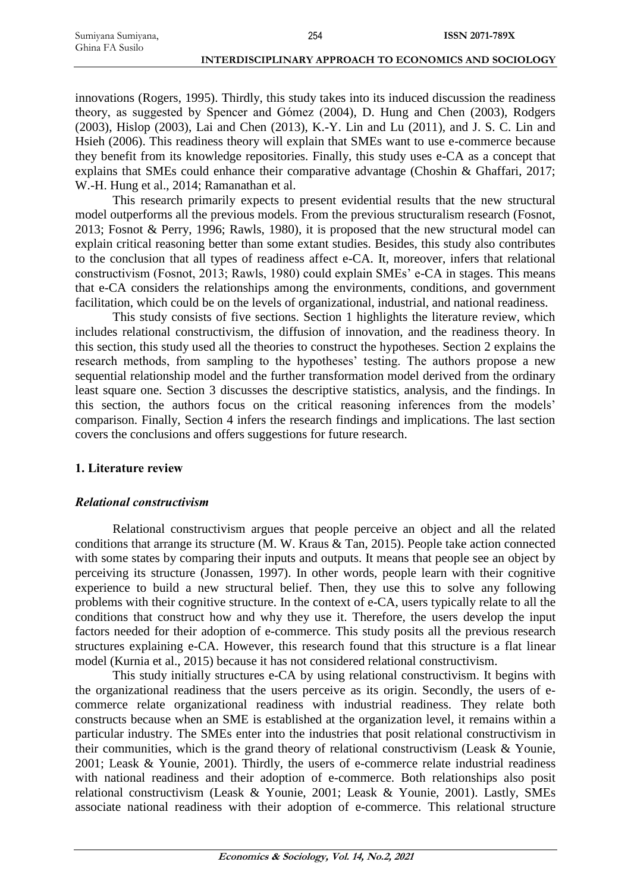innovations (Rogers, 1995). Thirdly, this study takes into its induced discussion the readiness theory, as suggested by Spencer and Gómez (2004), D. Hung and Chen (2003), Rodgers (2003), Hislop (2003), Lai and Chen (2013), K.-Y. Lin and Lu (2011), and J. S. C. Lin and Hsieh (2006). This readiness theory will explain that SMEs want to use e-commerce because they benefit from its knowledge repositories. Finally, this study uses e-CA as a concept that explains that SMEs could enhance their comparative advantage (Choshin & Ghaffari, 2017; W.-H. Hung et al., 2014; Ramanathan et al.

This research primarily expects to present evidential results that the new structural model outperforms all the previous models. From the previous structuralism research (Fosnot, 2013; Fosnot & Perry, 1996; Rawls, 1980), it is proposed that the new structural model can explain critical reasoning better than some extant studies. Besides, this study also contributes to the conclusion that all types of readiness affect e-CA. It, moreover, infers that relational constructivism (Fosnot, 2013; Rawls, 1980) could explain SMEs' e-CA in stages. This means that e-CA considers the relationships among the environments, conditions, and government facilitation, which could be on the levels of organizational, industrial, and national readiness.

This study consists of five sections. Section 1 highlights the literature review, which includes relational constructivism, the diffusion of innovation, and the readiness theory. In this section, this study used all the theories to construct the hypotheses. Section 2 explains the research methods, from sampling to the hypotheses' testing. The authors propose a new sequential relationship model and the further transformation model derived from the ordinary least square one. Section 3 discusses the descriptive statistics, analysis, and the findings. In this section, the authors focus on the critical reasoning inferences from the models' comparison. Finally, Section 4 infers the research findings and implications. The last section covers the conclusions and offers suggestions for future research.

## 1. Literature review

### *Relational constructivism*

Relational constructivism argues that people perceive an object and all the related conditions that arrange its structure (M. W. Kraus & Tan, 2015). People take action connected with some states by comparing their inputs and outputs. It means that people see an object by perceiving its structure (Jonassen, 1997). In other words, people learn with their cognitive experience to build a new structural belief. Then, they use this to solve any following problems with their cognitive structure. In the context of e-CA, users typically relate to all the conditions that construct how and why they use it. Therefore, the users develop the input factors needed for their adoption of e-commerce. This study posits all the previous research structures explaining e-CA. However, this research found that this structure is a flat linear model (Kurnia et al., 2015) because it has not considered relational constructivism.

This study initially structures e-CA by using relational constructivism. It begins with the organizational readiness that the users perceive as its origin. Secondly, the users of e-commerce relate organizational readiness with industrial readiness. They relate both constructs because when an SME is established at the organization level, it remains within a particular industry. The SMEs enter into the industries that posit relational constructivism in their communities, which is the grand theory of relational constructivism (Leask & Younie, 2001; Leask & Younie, 2001). Thirdly, the users of e-commerce relate industrial readiness with national readiness and their adoption of e-commerce. Both relationships also posit relational constructivism (Leask & Younie, 2001; Leask & Younie, 2001). Lastly, SMEs associate national readiness with their adoption of e-commerce. This relational structure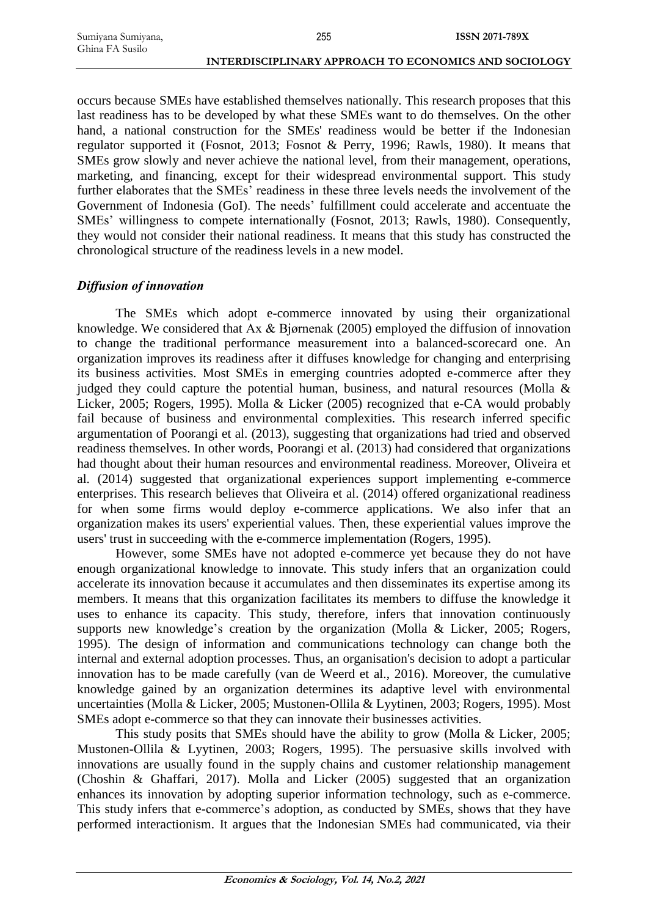occurs because SMEs have established themselves nationally. This research proposes that this last readiness has to be developed by what these SMEs want to do themselves. On the other hand, a national construction for the SMEs' readiness would be better if the Indonesian regulator supported it (Fosnot, 2013; Fosnot & Perry, 1996; Rawls, 1980). It means that SMEs grow slowly and never achieve the national level, from their management, operations, marketing, and financing, except for their widespread environmental support. This study further elaborates that the SMEs' readiness in these three levels needs the involvement of the Government of Indonesia (GoI). The needs' fulfillment could accelerate and accentuate the SMEs' willingness to compete internationally (Fosnot, 2013; Rawls, 1980). Consequently, they would not consider their national readiness. It means that this study has constructed the chronological structure of the readiness levels in a new model.

### *Diffusion of innovation*

The SMEs which adopt e-commerce innovated by using their organizational knowledge. We considered that Ax & Bjørnenak (2005) employed the diffusion of innovation to change the traditional performance measurement into a balanced-scorecard one. An organization improves its readiness after it diffuses knowledge for changing and enterprising its business activities. Most SMEs in emerging countries adopted e-commerce after they judged they could capture the potential human, business, and natural resources (Molla & Licker, 2005; Rogers, 1995). Molla & Licker (2005) recognized that e-CA would probably fail because of business and environmental complexities. This research inferred specific argumentation of Poorangi et al. (2013), suggesting that organizations had tried and observed readiness themselves. In other words, Poorangi et al. (2013) had considered that organizations had thought about their human resources and environmental readiness. Moreover, Oliveira et al. (2014) suggested that organizational experiences support implementing e-commerce enterprises. This research believes that Oliveira et al. (2014) offered organizational readiness for when some firms would deploy e-commerce applications. We also infer that an organization makes its users' experiential values. Then, these experiential values improve the users' trust in succeeding with the e-commerce implementation (Rogers, 1995).

However, some SMEs have not adopted e-commerce yet because they do not have enough organizational knowledge to innovate. This study infers that an organization could accelerate its innovation because it accumulates and then disseminates its expertise among its members. It means that this organization facilitates its members to diffuse the knowledge it uses to enhance its capacity. This study, therefore, infers that innovation continuously supports new knowledge's creation by the organization (Molla & Licker, 2005; Rogers, 1995). The design of information and communications technology can change both the internal and external adoption processes. Thus, an organisation's decision to adopt a particular innovation has to be made carefully (van de Weerd et al., 2016). Moreover, the cumulative knowledge gained by an organization determines its adaptive level with environmental uncertainties (Molla & Licker, 2005; Mustonen-Ollila & Lyytinen, 2003; Rogers, 1995). Most SMEs adopt e-commerce so that they can innovate their businesses activities.

This study posits that SMEs should have the ability to grow (Molla & Licker, 2005; Mustonen-Ollila & Lyytinen, 2003; Rogers, 1995). The persuasive skills involved with innovations are usually found in the supply chains and customer relationship management (Choshin & Ghaffari, 2017). Molla and Licker (2005) suggested that an organization enhances its innovation by adopting superior information technology, such as e-commerce. This study infers that e-commerce's adoption, as conducted by SMEs, shows that they have performed interactionism. It argues that the Indonesian SMEs had communicated, via their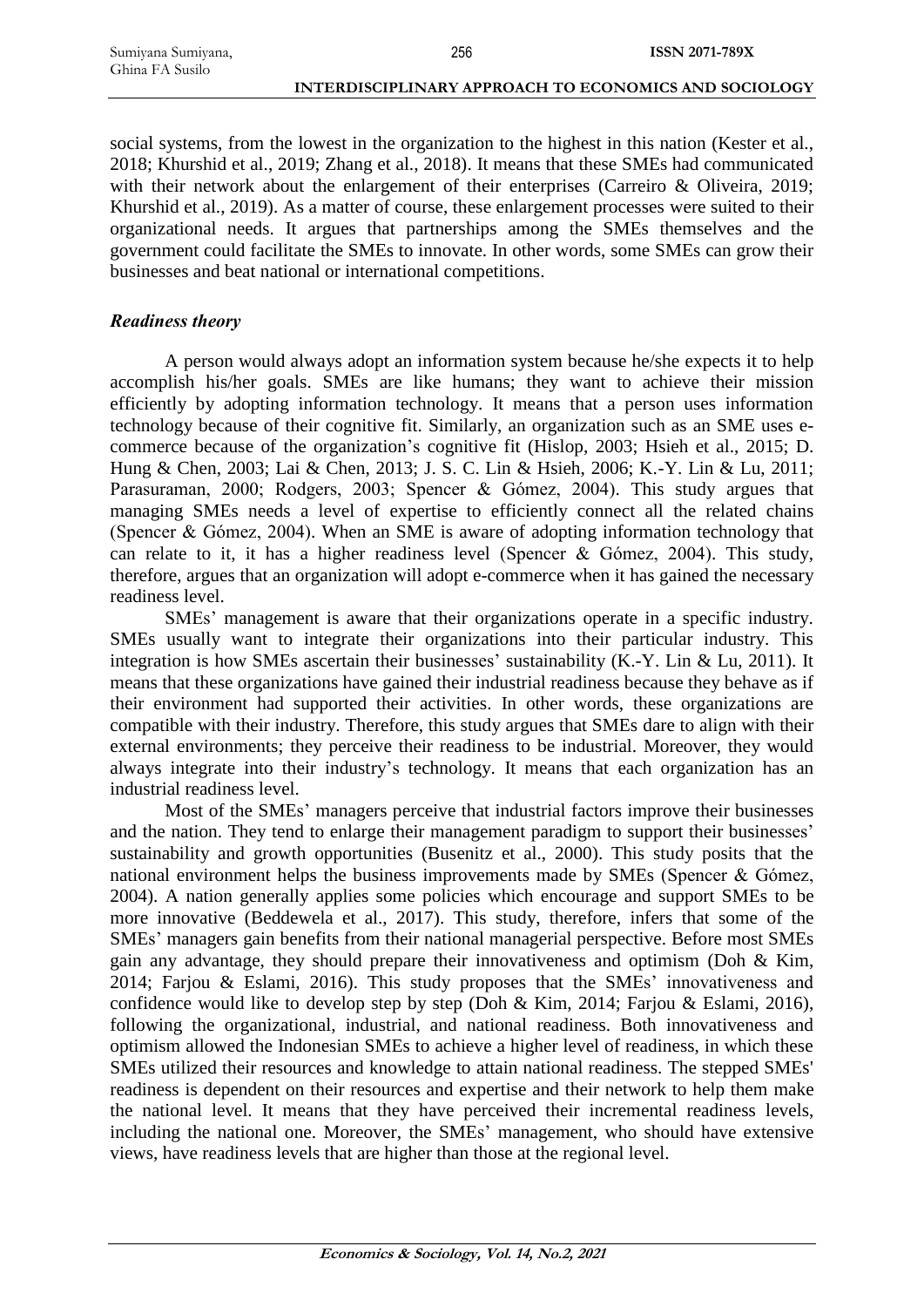social systems, from the lowest in the organization to the highest in this nation (Kester et al., 2018; Khurshid et al., 2019; Zhang et al., 2018). It means that these SMEs had communicated with their network about the enlargement of their enterprises (Carreiro & Oliveira, 2019; Khurshid et al., 2019). As a matter of course, these enlargement processes were suited to their organizational needs. It argues that partnerships among the SMEs themselves and the government could facilitate the SMEs to innovate. In other words, some SMEs can grow their businesses and beat national or international competitions.

### *Readiness theory*

A person would always adopt an information system because he/she expects it to help accomplish his/her goals. SMEs are like humans; they want to achieve their mission efficiently by adopting information technology. It means that a person uses information technology because of their cognitive fit. Similarly, an organization such as an SME uses e-commerce because of the organization's cognitive fit (Hislop, 2003; Hsieh et al., 2015; D. Hung & Chen, 2003; Lai & Chen, 2013; J. S. C. Lin & Hsieh, 2006; K.-Y. Lin & Lu, 2011; Parasuraman, 2000; Rodgers, 2003; Spencer & Gómez, 2004). This study argues that managing SMEs needs a level of expertise to efficiently connect all the related chains (Spencer & Gómez, 2004). When an SME is aware of adopting information technology that can relate to it, it has a higher readiness level (Spencer & Gómez, 2004). This study, therefore, argues that an organization will adopt e-commerce when it has gained the necessary readiness level.

SMEs' management is aware that their organizations operate in a specific industry. SMEs usually want to integrate their organizations into their particular industry. This integration is how SMEs ascertain their businesses' sustainability (K.-Y. Lin & Lu, 2011). It means that these organizations have gained their industrial readiness because they behave as if their environment had supported their activities. In other words, these organizations are compatible with their industry. Therefore, this study argues that SMEs dare to align with their external environments; they perceive their readiness to be industrial. Moreover, they would always integrate into their industry's technology. It means that each organization has an industrial readiness level.

Most of the SMEs' managers perceive that industrial factors improve their businesses and the nation. They tend to enlarge their management paradigm to support their businesses' sustainability and growth opportunities (Busenitz et al., 2000). This study posits that the national environment helps the business improvements made by SMEs (Spencer & Gómez, 2004). A nation generally applies some policies which encourage and support SMEs to be more innovative (Beddewela et al., 2017). This study, therefore, infers that some of the SMEs' managers gain benefits from their national managerial perspective. Before most SMEs gain any advantage, they should prepare their innovativeness and optimism (Doh & Kim, 2014; Farjou & Eslami, 2016). This study proposes that the SMEs' innovativeness and confidence would like to develop step by step (Doh & Kim, 2014; Farjou & Eslami, 2016), following the organizational, industrial, and national readiness. Both innovativeness and optimism allowed the Indonesian SMEs to achieve a higher level of readiness, in which these SMEs utilized their resources and knowledge to attain national readiness. The stepped SMEs' readiness is dependent on their resources and expertise and their network to help them make the national level. It means that they have perceived their incremental readiness levels, including the national one. Moreover, the SMEs' management, who should have extensive views, have readiness levels that are higher than those at the regional level.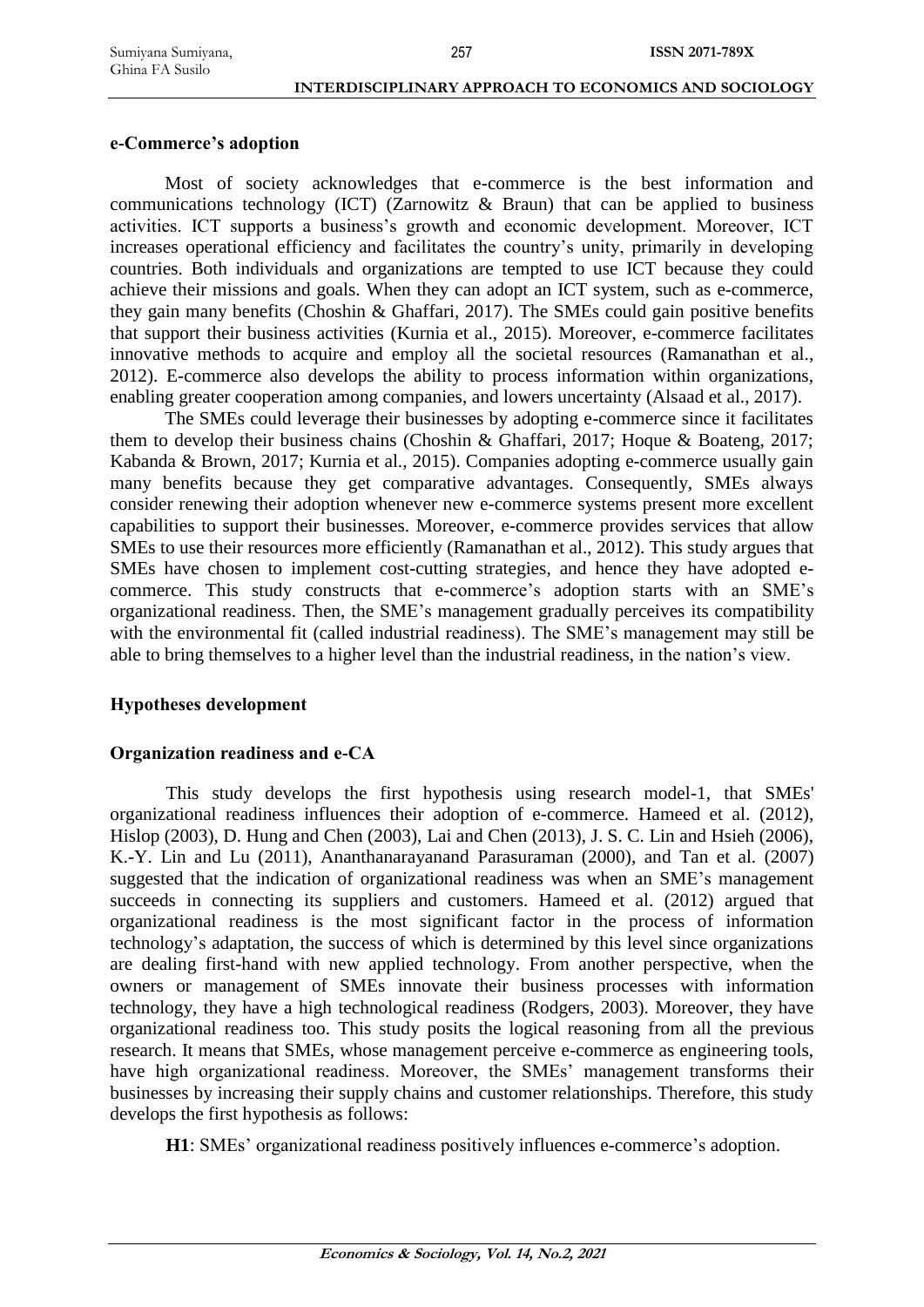### e-Commerce's adoption

Most of society acknowledges that e-commerce is the best information and communications technology (ICT) (Zarnowitz & Braun) that can be applied to business activities. ICT supports a business's growth and economic development. Moreover, ICT increases operational efficiency and facilitates the country's unity, primarily in developing countries. Both individuals and organizations are tempted to use ICT because they could achieve their missions and goals. When they can adopt an ICT system, such as e-commerce, they gain many benefits (Choshin & Ghaffari, 2017). The SMEs could gain positive benefits that support their business activities (Kurnia et al., 2015). Moreover, e-commerce facilitates innovative methods to acquire and employ all the societal resources (Ramanathan et al., 2012). E-commerce also develops the ability to process information within organizations, enabling greater cooperation among companies, and lowers uncertainty (Alsaad et al., 2017).

The SMEs could leverage their businesses by adopting e-commerce since it facilitates them to develop their business chains (Choshin & Ghaffari, 2017; Hoque & Boateng, 2017; Kabanda & Brown, 2017; Kurnia et al., 2015). Companies adopting e-commerce usually gain many benefits because they get comparative advantages. Consequently, SMEs always consider renewing their adoption whenever new e-commerce systems present more excellent capabilities to support their businesses. Moreover, e-commerce provides services that allow SMEs to use their resources more efficiently (Ramanathan et al., 2012). This study argues that SMEs have chosen to implement cost-cutting strategies, and hence they have adopted e-commerce. This study constructs that e-commerce's adoption starts with an SME's organizational readiness. Then, the SME's management gradually perceives its compatibility with the environmental fit (called industrial readiness). The SME's management may still be able to bring themselves to a higher level than the industrial readiness, in the nation's view.

### Hypotheses development

### Organization readiness and e-CA

This study develops the first hypothesis using research model-1, that SMEs' organizational readiness influences their adoption of e-commerce. Hameed et al. (2012), Hislop (2003), D. Hung and Chen (2003), Lai and Chen (2013), J. S. C. Lin and Hsieh (2006), K.-Y. Lin and Lu (2011), Ananthanarayanand Parasuraman (2000), and Tan et al. (2007) suggested that the indication of organizational readiness was when an SME's management succeeds in connecting its suppliers and customers. Hameed et al. (2012) argued that organizational readiness is the most significant factor in the process of information technology's adaptation, the success of which is determined by this level since organizations are dealing first-hand with new applied technology. From another perspective, when the owners or management of SMEs innovate their business processes with information technology, they have a high technological readiness (Rodgers, 2003). Moreover, they have organizational readiness too. This study posits the logical reasoning from all the previous research. It means that SMEs, whose management perceive e-commerce as engineering tools, have high organizational readiness. Moreover, the SMEs' management transforms their businesses by increasing their supply chains and customer relationships. Therefore, this study develops the first hypothesis as follows:

**H1**: SMEs' organizational readiness positively influences e-commerce's adoption.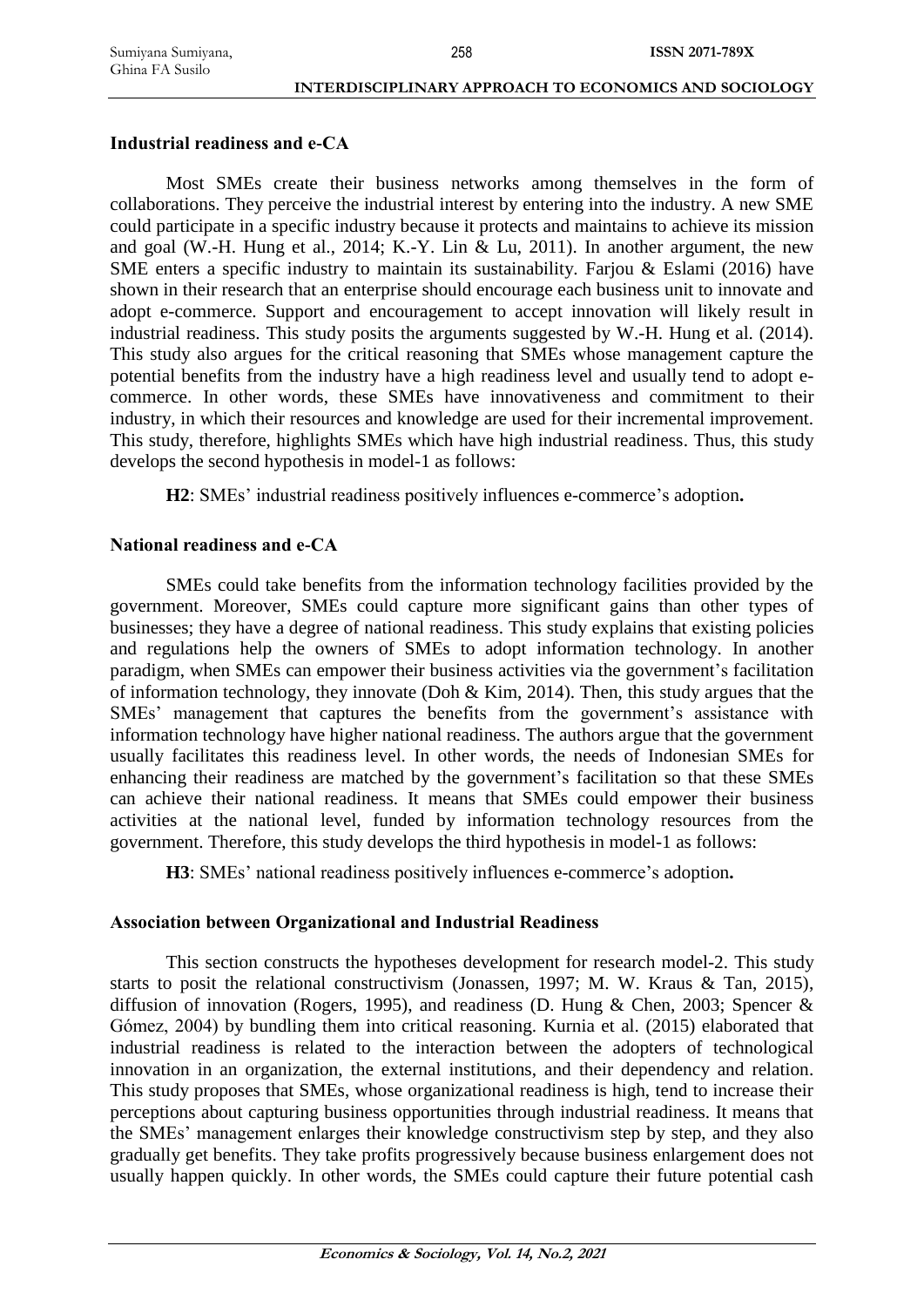### Industrial readiness and e-CA

Most SMEs create their business networks among themselves in the form of collaborations. They perceive the industrial interest by entering into the industry. A new SME could participate in a specific industry because it protects and maintains to achieve its mission and goal (W.-H. Hung et al., 2014; K.-Y. Lin & Lu, 2011). In another argument, the new SME enters a specific industry to maintain its sustainability. Farjou & Eslami (2016) have shown in their research that an enterprise should encourage each business unit to innovate and adopt e-commerce. Support and encouragement to accept innovation will likely result in industrial readiness. This study posits the arguments suggested by W.-H. Hung et al. (2014). This study also argues for the critical reasoning that SMEs whose management capture the potential benefits from the industry have a high readiness level and usually tend to adopt e-commerce. In other words, these SMEs have innovativeness and commitment to their industry, in which their resources and knowledge are used for their incremental improvement. This study, therefore, highlights SMEs which have high industrial readiness. Thus, this study develops the second hypothesis in model-1 as follows:

**H2**: SMEs' industrial readiness positively influences e-commerce's adoption**.**

### National readiness and e-CA

SMEs could take benefits from the information technology facilities provided by the government. Moreover, SMEs could capture more significant gains than other types of businesses; they have a degree of national readiness. This study explains that existing policies and regulations help the owners of SMEs to adopt information technology. In another paradigm, when SMEs can empower their business activities via the government's facilitation of information technology, they innovate (Doh & Kim, 2014). Then, this study argues that the SMEs' management that captures the benefits from the government's assistance with information technology have higher national readiness. The authors argue that the government usually facilitates this readiness level. In other words, the needs of Indonesian SMEs for enhancing their readiness are matched by the government's facilitation so that these SMEs can achieve their national readiness. It means that SMEs could empower their business activities at the national level, funded by information technology resources from the government. Therefore, this study develops the third hypothesis in model-1 as follows:

**H3**: SMEs' national readiness positively influences e-commerce's adoption**.**

### Association between Organizational and Industrial Readiness

This section constructs the hypotheses development for research model-2. This study starts to posit the relational constructivism (Jonassen, 1997; M. W. Kraus & Tan, 2015), diffusion of innovation (Rogers, 1995), and readiness (D. Hung & Chen, 2003; Spencer & Gómez, 2004) by bundling them into critical reasoning. Kurnia et al. (2015) elaborated that industrial readiness is related to the interaction between the adopters of technological innovation in an organization, the external institutions, and their dependency and relation. This study proposes that SMEs, whose organizational readiness is high, tend to increase their perceptions about capturing business opportunities through industrial readiness. It means that the SMEs' management enlarges their knowledge constructivism step by step, and they also gradually get benefits. They take profits progressively because business enlargement does not usually happen quickly. In other words, the SMEs could capture their future potential cash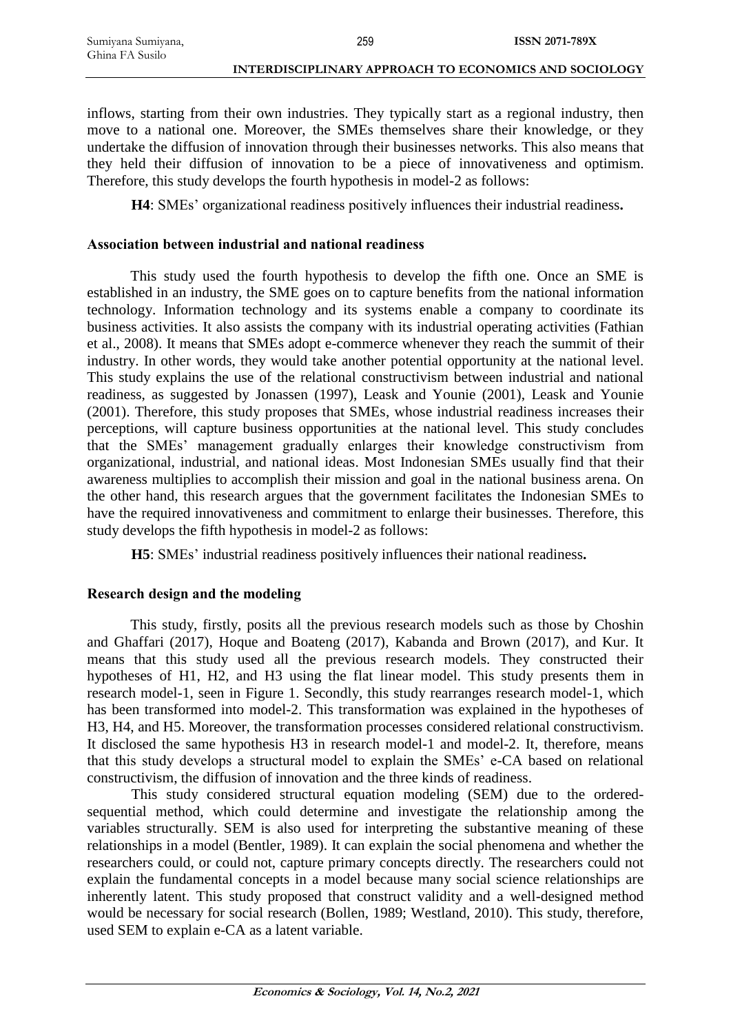inflows, starting from their own industries. They typically start as a regional industry, then move to a national one. Moreover, the SMEs themselves share their knowledge, or they undertake the diffusion of innovation through their businesses networks. This also means that they held their diffusion of innovation to be a piece of innovativeness and optimism. Therefore, this study develops the fourth hypothesis in model-2 as follows:

**H4**: SMEs' organizational readiness positively influences their industrial readiness**.**

### Association between industrial and national readiness

This study used the fourth hypothesis to develop the fifth one. Once an SME is established in an industry, the SME goes on to capture benefits from the national information technology. Information technology and its systems enable a company to coordinate its business activities. It also assists the company with its industrial operating activities (Fathian et al., 2008). It means that SMEs adopt e-commerce whenever they reach the summit of their industry. In other words, they would take another potential opportunity at the national level. This study explains the use of the relational constructivism between industrial and national readiness, as suggested by Jonassen (1997), Leask and Younie (2001), Leask and Younie (2001). Therefore, this study proposes that SMEs, whose industrial readiness increases their perceptions, will capture business opportunities at the national level. This study concludes that the SMEs' management gradually enlarges their knowledge constructivism from organizational, industrial, and national ideas. Most Indonesian SMEs usually find that their awareness multiplies to accomplish their mission and goal in the national business arena. On the other hand, this research argues that the government facilitates the Indonesian SMEs to have the required innovativeness and commitment to enlarge their businesses. Therefore, this study develops the fifth hypothesis in model-2 as follows:

**H5**: SMEs' industrial readiness positively influences their national readiness**.**

### Research design and the modeling

This study, firstly, posits all the previous research models such as those by Choshin and Ghaffari (2017), Hoque and Boateng (2017), Kabanda and Brown (2017), and Kur. It means that this study used all the previous research models. They constructed their hypotheses of H1, H2, and H3 using the flat linear model. This study presents them in research model-1, seen in Figure 1. Secondly, this study rearranges research model-1, which has been transformed into model-2. This transformation was explained in the hypotheses of H3, H4, and H5. Moreover, the transformation processes considered relational constructivism. It disclosed the same hypothesis H3 in research model-1 and model-2. It, therefore, means that this study develops a structural model to explain the SMEs' e-CA based on relational constructivism, the diffusion of innovation and the three kinds of readiness.

This study considered structural equation modeling (SEM) due to the ordered-sequential method, which could determine and investigate the relationship among the variables structurally. SEM is also used for interpreting the substantive meaning of these relationships in a model (Bentler, 1989). It can explain the social phenomena and whether the researchers could, or could not, capture primary concepts directly. The researchers could not explain the fundamental concepts in a model because many social science relationships are inherently latent. This study proposed that construct validity and a well-designed method would be necessary for social research (Bollen, 1989; Westland, 2010). This study, therefore, used SEM to explain e-CA as a latent variable.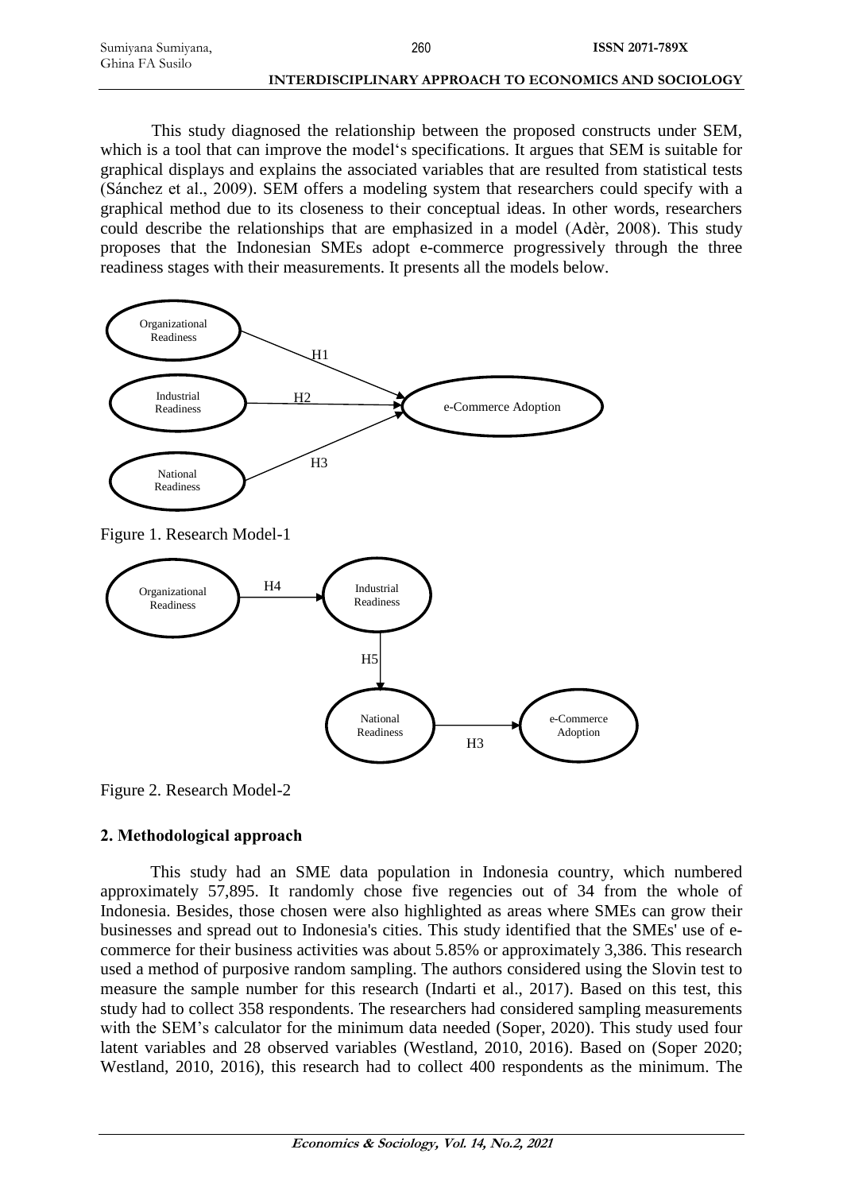This study diagnosed the relationship between the proposed constructs under SEM, which is a tool that can improve the model's specifications. It argues that SEM is suitable for graphical displays and explains the associated variables that are resulted from statistical tests (Sánchez et al., 2009). SEM offers a modeling system that researchers could specify with a graphical method due to its closeness to their conceptual ideas. In other words, researchers could describe the relationships that are emphasized in a model (Adèr, 2008). This study proposes that the Indonesian SMEs adopt e-commerce progressively through the three readiness stages with their measurements. It presents all the models below.

Figure 1. Research Model-1

Figure 2. Research Model-2

## 2. Methodological approach

This study had an SME data population in Indonesia country, which numbered approximately 57,895. It randomly chose five regencies out of 34 from the whole of Indonesia. Besides, those chosen were also highlighted as areas where SMEs can grow their businesses and spread out to Indonesia's cities. This study identified that the SMEs' use of e-commerce for their business activities was about 5.85% or approximately 3,386. This research used a method of purposive random sampling. The authors considered using the Slovin test to measure the sample number for this research (Indarti et al., 2017). Based on this test, this study had to collect 358 respondents. The researchers had considered sampling measurements with the SEM's calculator for the minimum data needed (Soper, 2020). This study used four latent variables and 28 observed variables (Westland, 2010, 2016). Based on (Soper 2020; Westland, 2010, 2016), this research had to collect 400 respondents as the minimum. The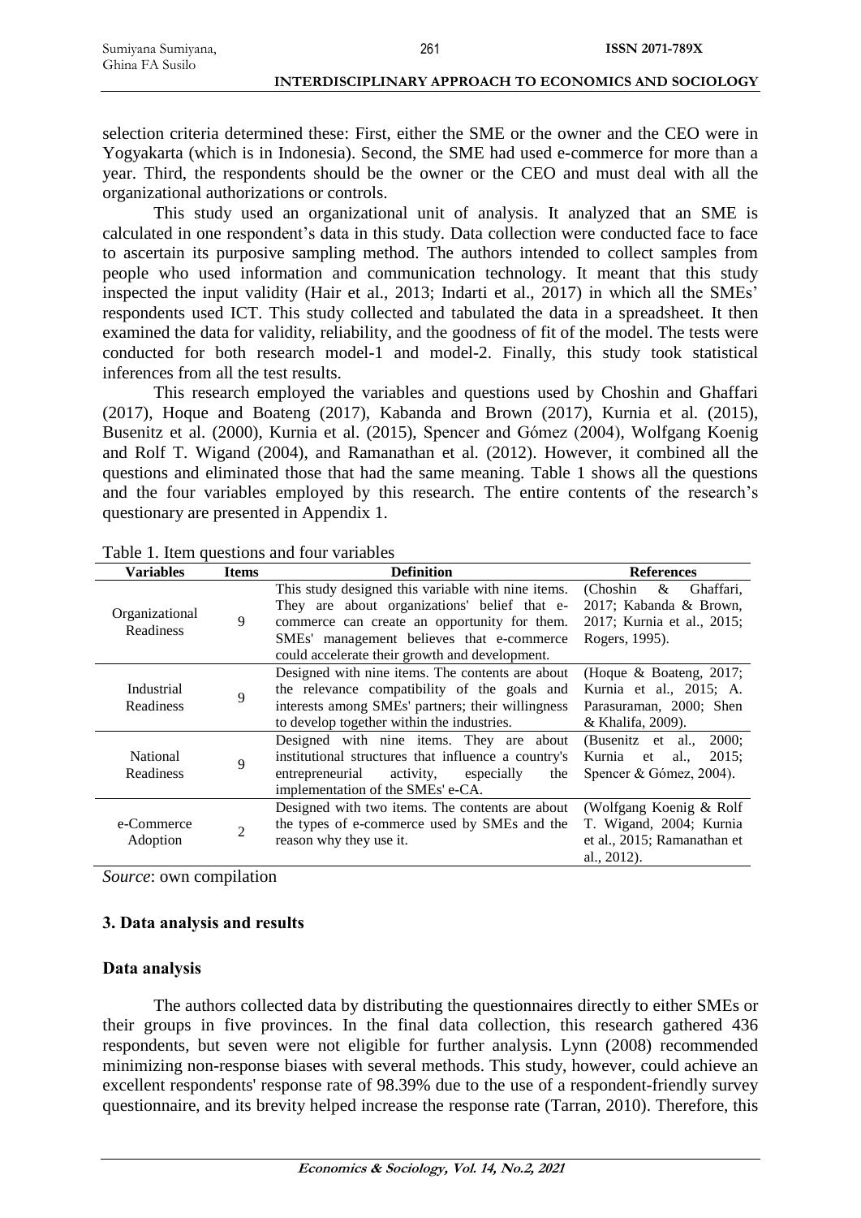selection criteria determined these: First, either the SME or the owner and the CEO were in Yogyakarta (which is in Indonesia). Second, the SME had used e-commerce for more than a year. Third, the respondents should be the owner or the CEO and must deal with all the organizational authorizations or controls.

This study used an organizational unit of analysis. It analyzed that an SME is calculated in one respondent's data in this study. Data collection were conducted face to face to ascertain its purposive sampling method. The authors intended to collect samples from people who used information and communication technology. It meant that this study inspected the input validity (Hair et al., 2013; Indarti et al., 2017) in which all the SMEs' respondents used ICT. This study collected and tabulated the data in a spreadsheet. It then examined the data for validity, reliability, and the goodness of fit of the model. The tests were conducted for both research model-1 and model-2. Finally, this study took statistical inferences from all the test results.

This research employed the variables and questions used by Choshin and Ghaffari (2017), Hoque and Boateng (2017), Kabanda and Brown (2017), Kurnia et al. (2015), Busenitz et al. (2000), Kurnia et al. (2015), Spencer and Gómez (2004), Wolfgang Koenig and Rolf T. Wigand (2004), and Ramanathan et al. (2012). However, it combined all the questions and eliminated those that had the same meaning. Table 1 shows all the questions and the four variables employed by this research. The entire contents of the research's questionary are presented in Appendix 1.

Table 1. Item questions and four variables

| Variables | Items | Definition | References |
|---|---|---|---|
| Organizational Readiness | 9 | This study designed this variable with nine items. They are about organizations' belief that e-commerce can create an opportunity for them. SMEs' management believes that e-commerce could accelerate their growth and development. | (Choshin & Ghaffari, 2017; Kabanda & Brown, 2017; Kurnia et al., 2015; Rogers, 1995). |
| Industrial Readiness | 9 | Designed with nine items. The contents are about the relevance compatibility of the goals and interests among SMEs' partners; their willingness to develop together within the industries. | (Hoque & Boateng, 2017; Kurnia et al., 2015; A. Parasuraman, 2000; Shen & Khalifa, 2009). |
| National Readiness | 9 | Designed with nine items. They are about institutional structures that influence a country's entrepreneurial activity, especially the implementation of the SMEs' e-CA. | (Busenitz et al., 2000; Kurnia et al., 2015; Spencer & Gómez, 2004). |
| e-Commerce Adoption | 2 | Designed with two items. The contents are about the types of e-commerce used by SMEs and the reason why they use it. | (Wolfgang Koenig & Rolf T. Wigand, 2004; Kurnia et al., 2015; Ramanathan et al., 2012). |

*Source*: own compilation

## 3. Data analysis and results

### Data analysis

The authors collected data by distributing the questionnaires directly to either SMEs or their groups in five provinces. In the final data collection, this research gathered 436 respondents, but seven were not eligible for further analysis. Lynn (2008) recommended minimizing non-response biases with several methods. This study, however, could achieve an excellent respondents' response rate of 98.39% due to the use of a respondent-friendly survey questionnaire, and its brevity helped increase the response rate (Tarran, 2010). Therefore, this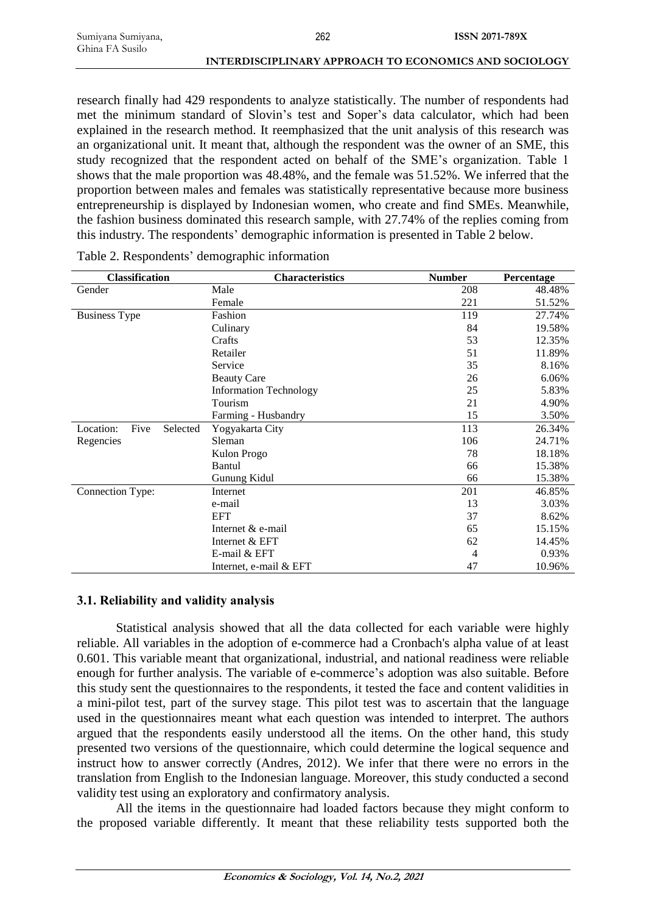research finally had 429 respondents to analyze statistically. The number of respondents had met the minimum standard of Slovin's test and Soper's data calculator, which had been explained in the research method. It reemphasized that the unit analysis of this research was an organizational unit. It meant that, although the respondent was the owner of an SME, this study recognized that the respondent acted on behalf of the SME's organization. Table 1 shows that the male proportion was 48.48%, and the female was 51.52%. We inferred that the proportion between males and females was statistically representative because more business entrepreneurship is displayed by Indonesian women, who create and find SMEs. Meanwhile, the fashion business dominated this research sample, with 27.74% of the replies coming from this industry. The respondents' demographic information is presented in Table 2 below.

Table 2. Respondents' demographic information

| Classification | Characteristics | Number | Percentage |
|---|---|---|---|
| Gender | Male | 208 | 48.48% |
| | Female | 221 | 51.52% |
| Business Type | Fashion | 119 | 27.74% |
| | Culinary | 84 | 19.58% |
| | Crafts | 53 | 12.35% |
| | Retailer | 51 | 11.89% |
| | Service | 35 | 8.16% |
| | Beauty Care | 26 | 6.06% |
| | Information Technology | 25 | 5.83% |
| | Tourism | 21 | 4.90% |
| | Farming - Husbandry | 15 | 3.50% |
| Location: Five Selected Regencies | Yogyakarta City | 113 | 26.34% |
| | Sleman | 106 | 24.71% |
| | Kulon Progo | 78 | 18.18% |
| | Bantul | 66 | 15.38% |
| | Gunung Kidul | 66 | 15.38% |
| Connection Type: | Internet | 201 | 46.85% |
| | e-mail | 13 | 3.03% |
| | EFT | 37 | 8.62% |
| | Internet & e-mail | 65 | 15.15% |
| | Internet & EFT | 62 | 14.45% |
| | E-mail & EFT | 4 | 0.93% |
| | Internet, e-mail & EFT | 47 | 10.96% |

### 3.1. Reliability and validity analysis

Statistical analysis showed that all the data collected for each variable were highly reliable. All variables in the adoption of e-commerce had a Cronbach's alpha value of at least 0.601. This variable meant that organizational, industrial, and national readiness were reliable enough for further analysis. The variable of e-commerce's adoption was also suitable. Before this study sent the questionnaires to the respondents, it tested the face and content validities in a mini-pilot test, part of the survey stage. This pilot test was to ascertain that the language used in the questionnaires meant what each question was intended to interpret. The authors argued that the respondents easily understood all the items. On the other hand, this study presented two versions of the questionnaire, which could determine the logical sequence and instruct how to answer correctly (Andres, 2012). We infer that there were no errors in the translation from English to the Indonesian language. Moreover, this study conducted a second validity test using an exploratory and confirmatory analysis.

All the items in the questionnaire had loaded factors because they might conform to the proposed variable differently. It meant that these reliability tests supported both the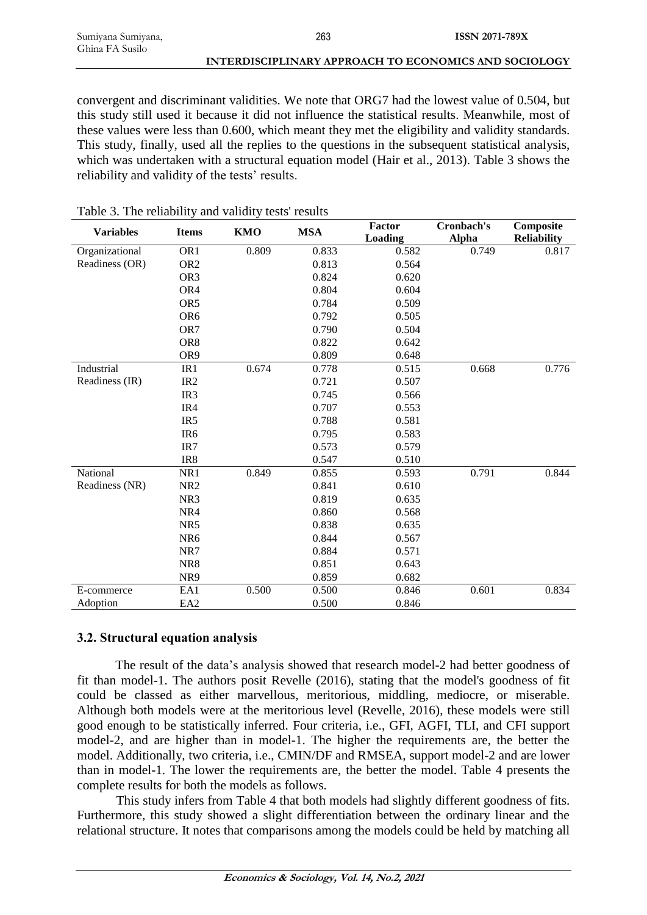convergent and discriminant validities. We note that ORG7 had the lowest value of 0.504, but this study still used it because it did not influence the statistical results. Meanwhile, most of these values were less than 0.600, which meant they met the eligibility and validity standards. This study, finally, used all the replies to the questions in the subsequent statistical analysis, which was undertaken with a structural equation model (Hair et al., 2013). Table 3 shows the reliability and validity of the tests' results.

Table 3. The reliability and validity tests' results

| Variables | Items | KMO | MSA | Factor Loading | Cronbach's Alpha | Composite Reliability |
|---|---|---|---|---|---|---|
| Organizational Readiness (OR) | OR1 | 0.809 | 0.833 | 0.582 | 0.749 | 0.817 |
| | OR2 | | 0.813 | 0.564 | | |
| | OR3 | | 0.824 | 0.620 | | |
| | OR4 | | 0.804 | 0.604 | | |
| | OR5 | | 0.784 | 0.509 | | |
| | OR6 | | 0.792 | 0.505 | | |
| | OR7 | | 0.790 | 0.504 | | |
| | OR8 | | 0.822 | 0.642 | | |
| | OR9 | | 0.809 | 0.648 | | |
| Industrial Readiness (IR) | IR1 | 0.674 | 0.778 | 0.515 | 0.668 | 0.776 |
| | IR2 | | 0.721 | 0.507 | | |
| | IR3 | | 0.745 | 0.566 | | |
| | IR4 | | 0.707 | 0.553 | | |
| | IR5 | | 0.788 | 0.581 | | |
| | IR6 | | 0.795 | 0.583 | | |
| | IR7 | | 0.573 | 0.579 | | |
| | IR8 | | 0.547 | 0.510 | | |
| National Readiness (NR) | NR1 | 0.849 | 0.855 | 0.593 | 0.791 | 0.844 |
| | NR2 | | 0.841 | 0.610 | | |
| | NR3 | | 0.819 | 0.635 | | |
| | NR4 | | 0.860 | 0.568 | | |
| | NR5 | | 0.838 | 0.635 | | |
| | NR6 | | 0.844 | 0.567 | | |
| | NR7 | | 0.884 | 0.571 | | |
| | NR8 | | 0.851 | 0.643 | | |
| | NR9 | | 0.859 | 0.682 | | |
| E-commerce Adoption | EA1 | 0.500 | 0.500 | 0.846 | 0.601 | 0.834 |
| | EA2 | | 0.500 | 0.846 | | |

### 3.2. Structural equation analysis

The result of the data's analysis showed that research model-2 had better goodness of fit than model-1. The authors posit Revelle (2016), stating that the model's goodness of fit could be classed as either marvellous, meritorious, middling, mediocre, or miserable. Although both models were at the meritorious level (Revelle, 2016), these models were still good enough to be statistically inferred. Four criteria, i.e., GFI, AGFI, TLI, and CFI support model-2, and are higher than in model-1. The higher the requirements are, the better the model. Additionally, two criteria, i.e., CMIN/DF and RMSEA, support model-2 and are lower than in model-1. The lower the requirements are, the better the model. Table 4 presents the complete results for both the models as follows.

This study infers from Table 4 that both models had slightly different goodness of fits. Furthermore, this study showed a slight differentiation between the ordinary linear and the relational structure. It notes that comparisons among the models could be held by matching all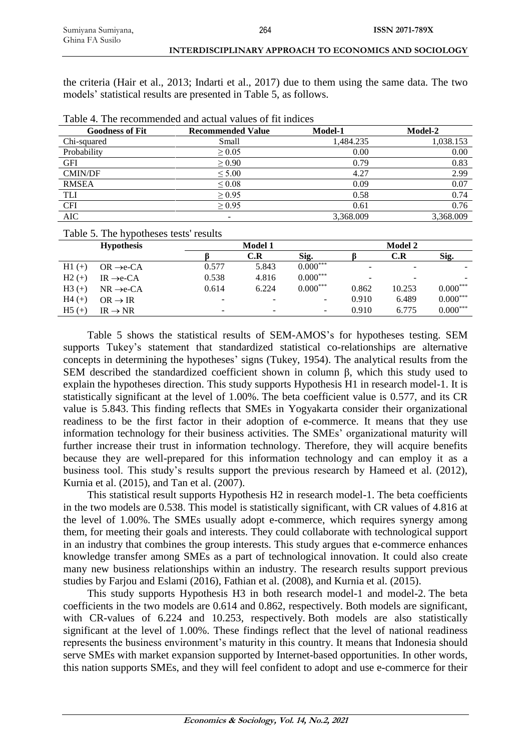the criteria (Hair et al., 2013; Indarti et al., 2017) due to them using the same data. The two models' statistical results are presented in Table 5, as follows.

Table 4. The recommended and actual values of fit indices

| Goodness of Fit | Recommended Value | Model-1 | Model-2 |
|---|---|---|---|
| Chi-squared | Small | 1,484.235 | 1,038.153 |
| Probability | ≥ 0.05 | 0.00 | 0.00 |
| GFI | ≥ 0.90 | 0.79 | 0.83 |
| CMIN/DF | ≤ 5.00 | 4.27 | 2.99 |
| RMSEA | ≤ 0.08 | 0.09 | 0.07 |
| TLI | ≥ 0.95 | 0.58 | 0.74 |
| CFI | ≥ 0.95 | 0.61 | 0.76 |
| AIC | - | 3,368.009 | 3,368.009 |

Table 5. The hypotheses tests' results

| Hypothesis | | Model 1 | | | Model 2 | | |
|---|---|---|---|---|---|---|---|
| | | β | C.R | Sig. | β | C.R | Sig. |
| H1 (+) | OR →e-CA | 0.577 | 5.843 | 0.000*** | - | - | - |
| H2 (+) | IR →e-CA | 0.538 | 4.816 | 0.000*** | - | - | - |
| H3 (+) | NR →e-CA | 0.614 | 6.224 | 0.000*** | 0.862 | 10.253 | 0.000*** |
| H4 (+) | OR → IR | - | - | - | 0.910 | 6.489 | 0.000*** |
| H5 (+) | IR → NR | - | - | - | 0.910 | 6.775 | 0.000*** |

Table 5 shows the statistical results of SEM-AMOS's for hypotheses testing. SEM supports Tukey's statement that standardized statistical co-relationships are alternative concepts in determining the hypotheses' signs (Tukey, 1954). The analytical results from the SEM described the standardized coefficient shown in column β, which this study used to explain the hypotheses direction. This study supports Hypothesis H1 in research model-1. It is statistically significant at the level of 1.00%. The beta coefficient value is 0.577, and its CR value is 5.843. This finding reflects that SMEs in Yogyakarta consider their organizational readiness to be the first factor in their adoption of e-commerce. It means that they use information technology for their business activities. The SMEs' organizational maturity will further increase their trust in information technology. Therefore, they will acquire benefits because they are well-prepared for this information technology and can employ it as a business tool. This study's results support the previous research by Hameed et al. (2012), Kurnia et al. (2015), and Tan et al. (2007).

This statistical result supports Hypothesis H2 in research model-1. The beta coefficients in the two models are 0.538. This model is statistically significant, with CR values of 4.816 at the level of 1.00%. The SMEs usually adopt e-commerce, which requires synergy among them, for meeting their goals and interests. They could collaborate with technological support in an industry that combines the group interests. This study argues that e-commerce enhances knowledge transfer among SMEs as a part of technological innovation. It could also create many new business relationships within an industry. The research results support previous studies by Farjou and Eslami (2016), Fathian et al. (2008), and Kurnia et al. (2015).

This study supports Hypothesis H3 in both research model-1 and model-2. The beta coefficients in the two models are 0.614 and 0.862, respectively. Both models are significant, with CR-values of 6.224 and 10.253, respectively. Both models are also statistically significant at the level of 1.00%. These findings reflect that the level of national readiness represents the business environment's maturity in this country. It means that Indonesia should serve SMEs with market expansion supported by Internet-based opportunities. In other words, this nation supports SMEs, and they will feel confident to adopt and use e-commerce for their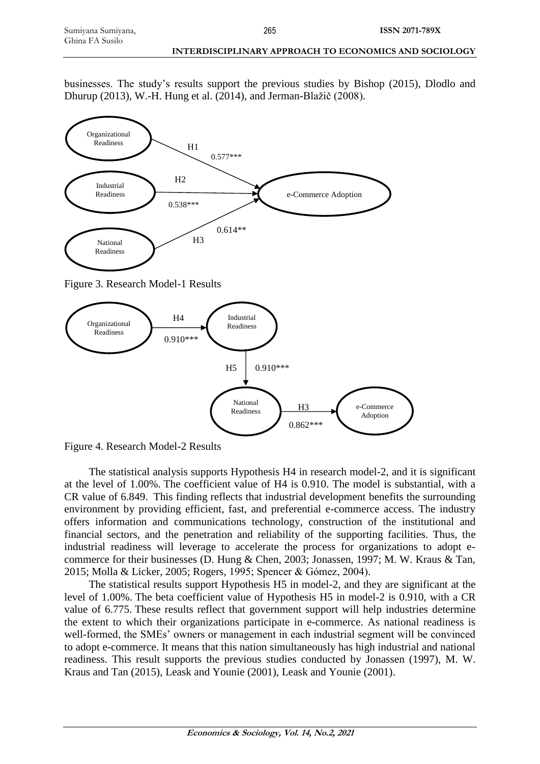businesses. The study's results support the previous studies by Bishop (2015), Dlodlo and Dhurup (2013), W.-H. Hung et al. (2014), and Jerman-Blažič (2008).

Organizational Readiness → e-Commerce Adoption (H1, 0.577***)
Industrial Readiness → e-Commerce Adoption (H2, 0.538***)
National Readiness → e-Commerce Adoption (H3, 0.614**)

Figure 3. Research Model-1 Results

Organizational Readiness → Industrial Readiness (H4, 0.910***)
Industrial Readiness → National Readiness (H5, 0.910***)
National Readiness → e-Commerce Adoption (H3, 0.862***)

Figure 4. Research Model-2 Results

The statistical analysis supports Hypothesis H4 in research model-2, and it is significant at the level of 1.00%. The coefficient value of H4 is 0.910. The model is substantial, with a CR value of 6.849. This finding reflects that industrial development benefits the surrounding environment by providing efficient, fast, and preferential e-commerce access. The industry offers information and communications technology, construction of the institutional and financial sectors, and the penetration and reliability of the supporting facilities. Thus, the industrial readiness will leverage to accelerate the process for organizations to adopt e-commerce for their businesses (D. Hung & Chen, 2003; Jonassen, 1997; M. W. Kraus & Tan, 2015; Molla & Licker, 2005; Rogers, 1995; Spencer & Gómez, 2004).

The statistical results support Hypothesis H5 in model-2, and they are significant at the level of 1.00%. The beta coefficient value of Hypothesis H5 in model-2 is 0.910, with a CR value of 6.775. These results reflect that government support will help industries determine the extent to which their organizations participate in e-commerce. As national readiness is well-formed, the SMEs' owners or management in each industrial segment will be convinced to adopt e-commerce. It means that this nation simultaneously has high industrial and national readiness. This result supports the previous studies conducted by Jonassen (1997), M. W. Kraus and Tan (2015), Leask and Younie (2001), Leask and Younie (2001).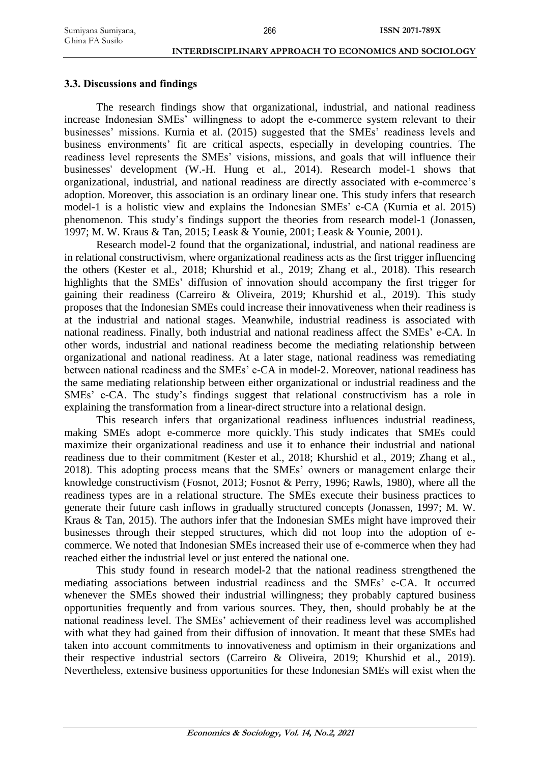### 3.3. Discussions and findings

The research findings show that organizational, industrial, and national readiness increase Indonesian SMEs' willingness to adopt the e-commerce system relevant to their businesses' missions. Kurnia et al. (2015) suggested that the SMEs' readiness levels and business environments' fit are critical aspects, especially in developing countries. The readiness level represents the SMEs' visions, missions, and goals that will influence their businesses' development (W.-H. Hung et al., 2014). Research model-1 shows that organizational, industrial, and national readiness are directly associated with e-commerce's adoption. Moreover, this association is an ordinary linear one. This study infers that research model-1 is a holistic view and explains the Indonesian SMEs' e-CA (Kurnia et al. 2015) phenomenon. This study's findings support the theories from research model-1 (Jonassen, 1997; M. W. Kraus & Tan, 2015; Leask & Younie, 2001; Leask & Younie, 2001).

Research model-2 found that the organizational, industrial, and national readiness are in relational constructivism, where organizational readiness acts as the first trigger influencing the others (Kester et al., 2018; Khurshid et al., 2019; Zhang et al., 2018). This research highlights that the SMEs' diffusion of innovation should accompany the first trigger for gaining their readiness (Carreiro & Oliveira, 2019; Khurshid et al., 2019). This study proposes that the Indonesian SMEs could increase their innovativeness when their readiness is at the industrial and national stages. Meanwhile, industrial readiness is associated with national readiness. Finally, both industrial and national readiness affect the SMEs' e-CA. In other words, industrial and national readiness become the mediating relationship between organizational and national readiness. At a later stage, national readiness was remediating between national readiness and the SMEs' e-CA in model-2. Moreover, national readiness has the same mediating relationship between either organizational or industrial readiness and the SMEs' e-CA. The study's findings suggest that relational constructivism has a role in explaining the transformation from a linear-direct structure into a relational design.

This research infers that organizational readiness influences industrial readiness, making SMEs adopt e-commerce more quickly. This study indicates that SMEs could maximize their organizational readiness and use it to enhance their industrial and national readiness due to their commitment (Kester et al., 2018; Khurshid et al., 2019; Zhang et al., 2018). This adopting process means that the SMEs' owners or management enlarge their knowledge constructivism (Fosnot, 2013; Fosnot & Perry, 1996; Rawls, 1980), where all the readiness types are in a relational structure. The SMEs execute their business practices to generate their future cash inflows in gradually structured concepts (Jonassen, 1997; M. W. Kraus & Tan, 2015). The authors infer that the Indonesian SMEs might have improved their businesses through their stepped structures, which did not loop into the adoption of e-commerce. We noted that Indonesian SMEs increased their use of e-commerce when they had reached either the industrial level or just entered the national one.

This study found in research model-2 that the national readiness strengthened the mediating associations between industrial readiness and the SMEs' e-CA. It occurred whenever the SMEs showed their industrial willingness; they probably captured business opportunities frequently and from various sources. They, then, should probably be at the national readiness level. The SMEs' achievement of their readiness level was accomplished with what they had gained from their diffusion of innovation. It meant that these SMEs had taken into account commitments to innovativeness and optimism in their organizations and their respective industrial sectors (Carreiro & Oliveira, 2019; Khurshid et al., 2019). Nevertheless, extensive business opportunities for these Indonesian SMEs will exist when the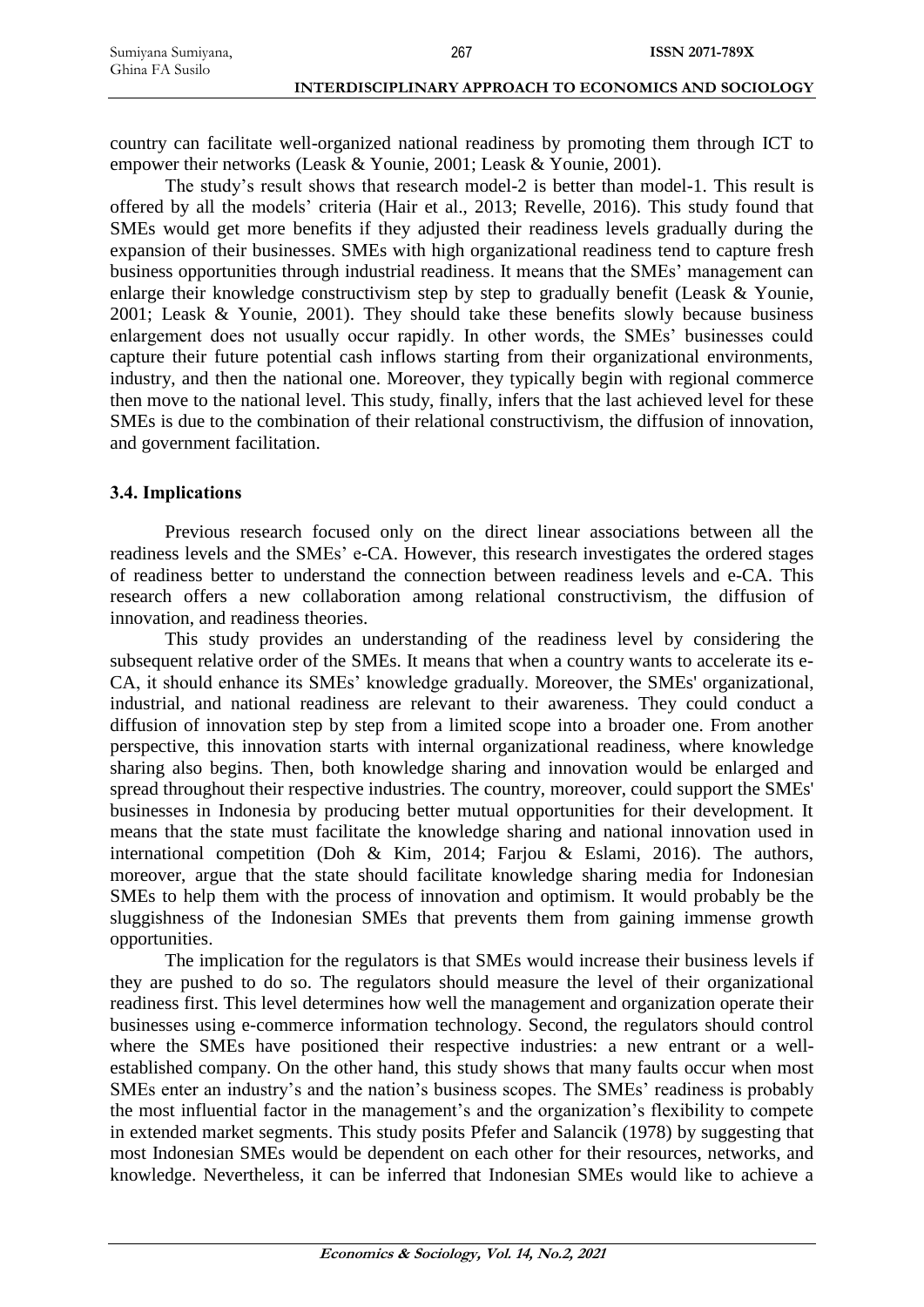country can facilitate well-organized national readiness by promoting them through ICT to empower their networks (Leask & Younie, 2001; Leask & Younie, 2001).

The study's result shows that research model-2 is better than model-1. This result is offered by all the models' criteria (Hair et al., 2013; Revelle, 2016). This study found that SMEs would get more benefits if they adjusted their readiness levels gradually during the expansion of their businesses. SMEs with high organizational readiness tend to capture fresh business opportunities through industrial readiness. It means that the SMEs' management can enlarge their knowledge constructivism step by step to gradually benefit (Leask & Younie, 2001; Leask & Younie, 2001). They should take these benefits slowly because business enlargement does not usually occur rapidly. In other words, the SMEs' businesses could capture their future potential cash inflows starting from their organizational environments, industry, and then the national one. Moreover, they typically begin with regional commerce then move to the national level. This study, finally, infers that the last achieved level for these SMEs is due to the combination of their relational constructivism, the diffusion of innovation, and government facilitation.

### 3.4. Implications

Previous research focused only on the direct linear associations between all the readiness levels and the SMEs' e-CA. However, this research investigates the ordered stages of readiness better to understand the connection between readiness levels and e-CA. This research offers a new collaboration among relational constructivism, the diffusion of innovation, and readiness theories.

This study provides an understanding of the readiness level by considering the subsequent relative order of the SMEs. It means that when a country wants to accelerate its e-CA, it should enhance its SMEs' knowledge gradually. Moreover, the SMEs' organizational, industrial, and national readiness are relevant to their awareness. They could conduct a diffusion of innovation step by step from a limited scope into a broader one. From another perspective, this innovation starts with internal organizational readiness, where knowledge sharing also begins. Then, both knowledge sharing and innovation would be enlarged and spread throughout their respective industries. The country, moreover, could support the SMEs' businesses in Indonesia by producing better mutual opportunities for their development. It means that the state must facilitate the knowledge sharing and national innovation used in international competition (Doh & Kim, 2014; Farjou & Eslami, 2016). The authors, moreover, argue that the state should facilitate knowledge sharing media for Indonesian SMEs to help them with the process of innovation and optimism. It would probably be the sluggishness of the Indonesian SMEs that prevents them from gaining immense growth opportunities.

The implication for the regulators is that SMEs would increase their business levels if they are pushed to do so. The regulators should measure the level of their organizational readiness first. This level determines how well the management and organization operate their businesses using e-commerce information technology. Second, the regulators should control where the SMEs have positioned their respective industries: a new entrant or a well-established company. On the other hand, this study shows that many faults occur when most SMEs enter an industry's and the nation's business scopes. The SMEs' readiness is probably the most influential factor in the management's and the organization's flexibility to compete in extended market segments. This study posits Pfefer and Salancik (1978) by suggesting that most Indonesian SMEs would be dependent on each other for their resources, networks, and knowledge. Nevertheless, it can be inferred that Indonesian SMEs would like to achieve a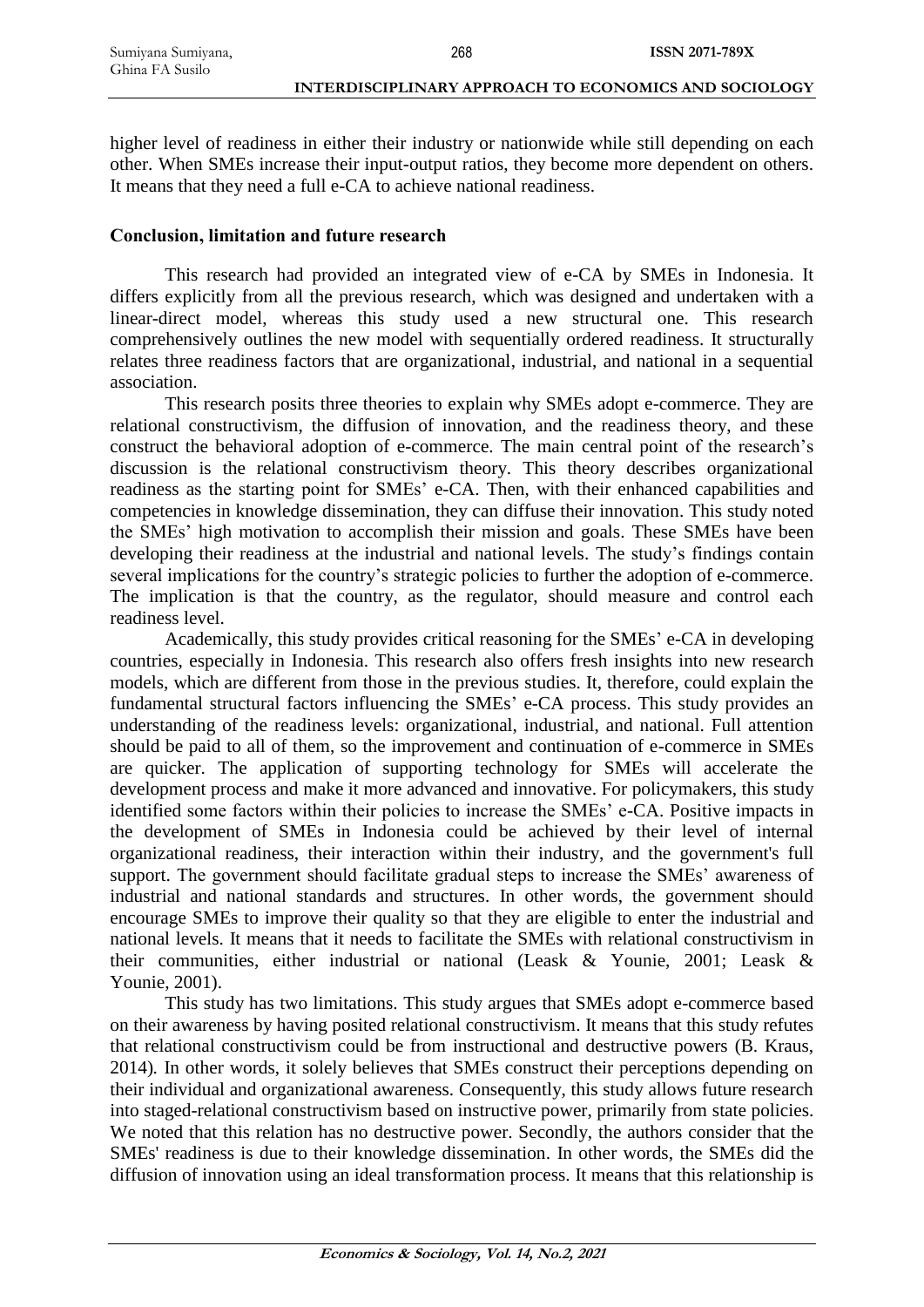higher level of readiness in either their industry or nationwide while still depending on each other. When SMEs increase their input-output ratios, they become more dependent on others. It means that they need a full e-CA to achieve national readiness.

## Conclusion, limitation and future research

This research had provided an integrated view of e-CA by SMEs in Indonesia. It differs explicitly from all the previous research, which was designed and undertaken with a linear-direct model, whereas this study used a new structural one. This research comprehensively outlines the new model with sequentially ordered readiness. It structurally relates three readiness factors that are organizational, industrial, and national in a sequential association.

This research posits three theories to explain why SMEs adopt e-commerce. They are relational constructivism, the diffusion of innovation, and the readiness theory, and these construct the behavioral adoption of e-commerce. The main central point of the research's discussion is the relational constructivism theory. This theory describes organizational readiness as the starting point for SMEs' e-CA. Then, with their enhanced capabilities and competencies in knowledge dissemination, they can diffuse their innovation. This study noted the SMEs' high motivation to accomplish their mission and goals. These SMEs have been developing their readiness at the industrial and national levels. The study's findings contain several implications for the country's strategic policies to further the adoption of e-commerce. The implication is that the country, as the regulator, should measure and control each readiness level.

Academically, this study provides critical reasoning for the SMEs' e-CA in developing countries, especially in Indonesia. This research also offers fresh insights into new research models, which are different from those in the previous studies. It, therefore, could explain the fundamental structural factors influencing the SMEs' e-CA process. This study provides an understanding of the readiness levels: organizational, industrial, and national. Full attention should be paid to all of them, so the improvement and continuation of e-commerce in SMEs are quicker. The application of supporting technology for SMEs will accelerate the development process and make it more advanced and innovative. For policymakers, this study identified some factors within their policies to increase the SMEs' e-CA. Positive impacts in the development of SMEs in Indonesia could be achieved by their level of internal organizational readiness, their interaction within their industry, and the government's full support. The government should facilitate gradual steps to increase the SMEs' awareness of industrial and national standards and structures. In other words, the government should encourage SMEs to improve their quality so that they are eligible to enter the industrial and national levels. It means that it needs to facilitate the SMEs with relational constructivism in their communities, either industrial or national (Leask & Younie, 2001; Leask & Younie, 2001).

This study has two limitations. This study argues that SMEs adopt e-commerce based on their awareness by having posited relational constructivism. It means that this study refutes that relational constructivism could be from instructional and destructive powers (B. Kraus, 2014). In other words, it solely believes that SMEs construct their perceptions depending on their individual and organizational awareness. Consequently, this study allows future research into staged-relational constructivism based on instructive power, primarily from state policies. We noted that this relation has no destructive power. Secondly, the authors consider that the SMEs' readiness is due to their knowledge dissemination. In other words, the SMEs did the diffusion of innovation using an ideal transformation process. It means that this relationship is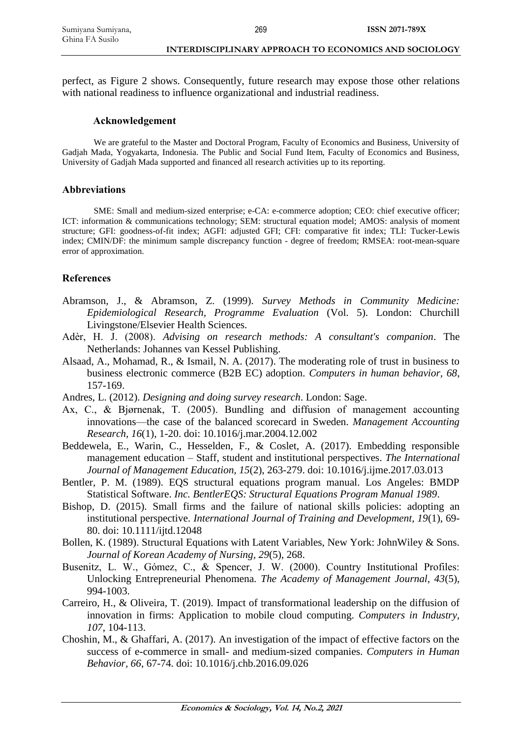perfect, as Figure 2 shows. Consequently, future research may expose those other relations with national readiness to influence organizational and industrial readiness.

### Acknowledgement

We are grateful to the Master and Doctoral Program, Faculty of Economics and Business, University of Gadjah Mada, Yogyakarta, Indonesia. The Public and Social Fund Item, Faculty of Economics and Business, University of Gadjah Mada supported and financed all research activities up to its reporting.

## Abbreviations

SME: Small and medium-sized enterprise; e-CA: e-commerce adoption; CEO: chief executive officer; ICT: information & communications technology; SEM: structural equation model; AMOS: analysis of moment structure; GFI: goodness-of-fit index; AGFI: adjusted GFI; CFI: comparative fit index; TLI: Tucker-Lewis index; CMIN/DF: the minimum sample discrepancy function - degree of freedom; RMSEA: root-mean-square error of approximation.

## References

Abramson, J., & Abramson, Z. (1999). *Survey Methods in Community Medicine: Epidemiological Research, Programme Evaluation* (Vol. 5). London: Churchill Livingstone/Elsevier Health Sciences.

Adèr, H. J. (2008). *Advising on research methods: A consultant's companion*. The Netherlands: Johannes van Kessel Publishing.

Alsaad, A., Mohamad, R., & Ismail, N. A. (2017). The moderating role of trust in business to business electronic commerce (B2B EC) adoption. *Computers in human behavior*, *68*, 157-169.

Andres, L. (2012). *Designing and doing survey research*. London: Sage.

Ax, C., & Bjørnenak, T. (2005). Bundling and diffusion of management accounting innovations—the case of the balanced scorecard in Sweden. *Management Accounting Research*, *16*(1), 1-20. doi: 10.1016/j.mar.2004.12.002

Beddewela, E., Warin, C., Hesselden, F., & Coslet, A. (2017). Embedding responsible management education – Staff, student and institutional perspectives. *The International Journal of Management Education, 15*(2), 263-279. doi: 10.1016/j.ijme.2017.03.013

Bentler, P. M. (1989). EQS structural equations program manual. Los Angeles: BMDP Statistical Software. *Inc. BentlerEQS: Structural Equations Program Manual 1989*.

Bishop, D. (2015). Small firms and the failure of national skills policies: adopting an institutional perspective. *International Journal of Training and Development, 19*(1), 69-80. doi: 10.1111/ijtd.12048

Bollen, K. (1989). Structural Equations with Latent Variables, New York: JohnWiley & Sons. *Journal of Korean Academy of Nursing, 29*(5), 268.

Busenitz, L. W., Gómez, C., & Spencer, J. W. (2000). Country Institutional Profiles: Unlocking Entrepreneurial Phenomena. *The Academy of Management Journal, 43*(5), 994-1003.

Carreiro, H., & Oliveira, T. (2019). Impact of transformational leadership on the diffusion of innovation in firms: Application to mobile cloud computing. *Computers in Industry, 107*, 104-113.

Choshin, M., & Ghaffari, A. (2017). An investigation of the impact of effective factors on the success of e-commerce in small- and medium-sized companies. *Computers in Human Behavior, 66*, 67-74. doi: 10.1016/j.chb.2016.09.026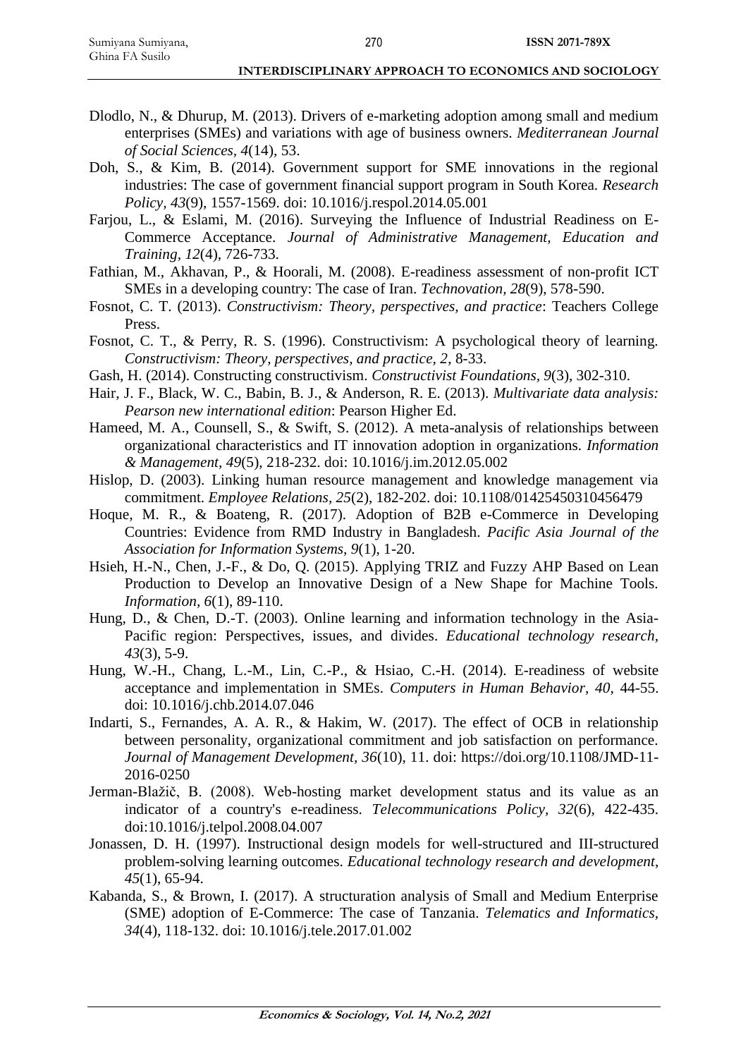Dlodlo, N., & Dhurup, M. (2013). Drivers of e-marketing adoption among small and medium enterprises (SMEs) and variations with age of business owners. *Mediterranean Journal of Social Sciences, 4*(14), 53.

Doh, S., & Kim, B. (2014). Government support for SME innovations in the regional industries: The case of government financial support program in South Korea. *Research Policy, 43*(9), 1557-1569. doi: 10.1016/j.respol.2014.05.001

Farjou, L., & Eslami, M. (2016). Surveying the Influence of Industrial Readiness on E-Commerce Acceptance. *Journal of Administrative Management, Education and Training, 12*(4), 726-733.

Fathian, M., Akhavan, P., & Hoorali, M. (2008). E-readiness assessment of non-profit ICT SMEs in a developing country: The case of Iran. *Technovation, 28*(9), 578-590.

Fosnot, C. T. (2013). *Constructivism: Theory, perspectives, and practice*: Teachers College Press.

Fosnot, C. T., & Perry, R. S. (1996). Constructivism: A psychological theory of learning. *Constructivism: Theory, perspectives, and practice, 2*, 8-33.

Gash, H. (2014). Constructing constructivism. *Constructivist Foundations, 9*(3), 302-310.

Hair, J. F., Black, W. C., Babin, B. J., & Anderson, R. E. (2013). *Multivariate data analysis: Pearson new international edition*: Pearson Higher Ed.

Hameed, M. A., Counsell, S., & Swift, S. (2012). A meta-analysis of relationships between organizational characteristics and IT innovation adoption in organizations. *Information & Management, 49*(5), 218-232. doi: 10.1016/j.im.2012.05.002

Hislop, D. (2003). Linking human resource management and knowledge management via commitment. *Employee Relations, 25*(2), 182-202. doi: 10.1108/01425450310456479

Hoque, M. R., & Boateng, R. (2017). Adoption of B2B e-Commerce in Developing Countries: Evidence from RMD Industry in Bangladesh. *Pacific Asia Journal of the Association for Information Systems, 9*(1), 1-20.

Hsieh, H.-N., Chen, J.-F., & Do, Q. (2015). Applying TRIZ and Fuzzy AHP Based on Lean Production to Develop an Innovative Design of a New Shape for Machine Tools. *Information, 6*(1), 89-110.

Hung, D., & Chen, D.-T. (2003). Online learning and information technology in the Asia-Pacific region: Perspectives, issues, and divides. *Educational technology research, 43*(3), 5-9.

Hung, W.-H., Chang, L.-M., Lin, C.-P., & Hsiao, C.-H. (2014). E-readiness of website acceptance and implementation in SMEs. *Computers in Human Behavior, 40*, 44-55. doi: 10.1016/j.chb.2014.07.046

Indarti, S., Fernandes, A. A. R., & Hakim, W. (2017). The effect of OCB in relationship between personality, organizational commitment and job satisfaction on performance. *Journal of Management Development, 36*(10), 11. doi: https://doi.org/10.1108/JMD-11-2016-0250

Jerman-Blažič, B. (2008). Web-hosting market development status and its value as an indicator of a country's e-readiness. *Telecommunications Policy, 32*(6), 422-435. doi:10.1016/j.telpol.2008.04.007

Jonassen, D. H. (1997). Instructional design models for well-structured and III-structured problem-solving learning outcomes. *Educational technology research and development, 45*(1), 65-94.

Kabanda, S., & Brown, I. (2017). A structuration analysis of Small and Medium Enterprise (SME) adoption of E-Commerce: The case of Tanzania. *Telematics and Informatics, 34*(4), 118-132. doi: 10.1016/j.tele.2017.01.002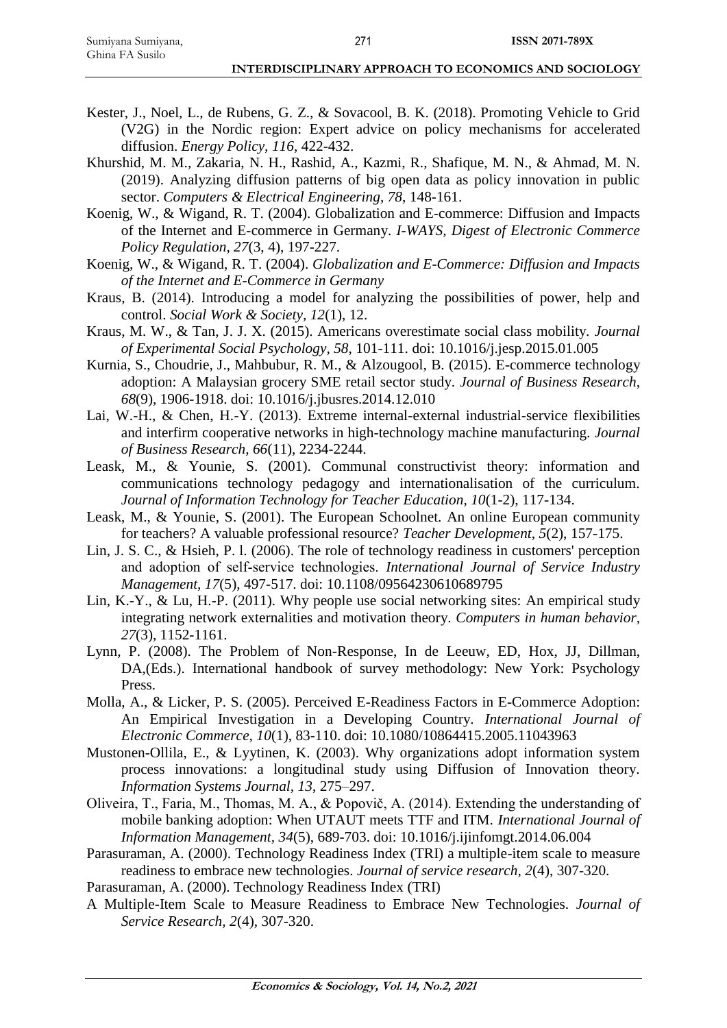Kester, J., Noel, L., de Rubens, G. Z., & Sovacool, B. K. (2018). Promoting Vehicle to Grid (V2G) in the Nordic region: Expert advice on policy mechanisms for accelerated diffusion. *Energy Policy, 116*, 422-432.

Khurshid, M. M., Zakaria, N. H., Rashid, A., Kazmi, R., Shafique, M. N., & Ahmad, M. N. (2019). Analyzing diffusion patterns of big open data as policy innovation in public sector. *Computers & Electrical Engineering, 78*, 148-161.

Koenig, W., & Wigand, R. T. (2004). Globalization and E-commerce: Diffusion and Impacts of the Internet and E-commerce in Germany. *I-WAYS, Digest of Electronic Commerce Policy Regulation, 27*(3, 4), 197-227.

Koenig, W., & Wigand, R. T. (2004). *Globalization and E-Commerce: Diffusion and Impacts of the Internet and E-Commerce in Germany*

Kraus, B. (2014). Introducing a model for analyzing the possibilities of power, help and control. *Social Work & Society, 12*(1), 12.

Kraus, M. W., & Tan, J. J. X. (2015). Americans overestimate social class mobility. *Journal of Experimental Social Psychology, 58*, 101-111. doi: 10.1016/j.jesp.2015.01.005

Kurnia, S., Choudrie, J., Mahbubur, R. M., & Alzougool, B. (2015). E-commerce technology adoption: A Malaysian grocery SME retail sector study. *Journal of Business Research, 68*(9), 1906-1918. doi: 10.1016/j.jbusres.2014.12.010

Lai, W.-H., & Chen, H.-Y. (2013). Extreme internal-external industrial-service flexibilities and interfirm cooperative networks in high-technology machine manufacturing. *Journal of Business Research, 66*(11), 2234-2244.

Leask, M., & Younie, S. (2001). Communal constructivist theory: information and communications technology pedagogy and internationalisation of the curriculum. *Journal of Information Technology for Teacher Education, 10*(1-2), 117-134.

Leask, M., & Younie, S. (2001). The European Schoolnet. An online European community for teachers? A valuable professional resource? *Teacher Development, 5*(2), 157-175.

Lin, J. S. C., & Hsieh, P. l. (2006). The role of technology readiness in customers' perception and adoption of self-service technologies. *International Journal of Service Industry Management, 17*(5), 497-517. doi: 10.1108/09564230610689795

Lin, K.-Y., & Lu, H.-P. (2011). Why people use social networking sites: An empirical study integrating network externalities and motivation theory. *Computers in human behavior, 27*(3), 1152-1161.

Lynn, P. (2008). The Problem of Non-Response, In de Leeuw, ED, Hox, JJ, Dillman, DA,(Eds.). International handbook of survey methodology: New York: Psychology Press.

Molla, A., & Licker, P. S. (2005). Perceived E-Readiness Factors in E-Commerce Adoption: An Empirical Investigation in a Developing Country. *International Journal of Electronic Commerce, 10*(1), 83-110. doi: 10.1080/10864415.2005.11043963

Mustonen-Ollila, E., & Lyytinen, K. (2003). Why organizations adopt information system process innovations: a longitudinal study using Diffusion of Innovation theory. *Information Systems Journal, 13*, 275–297.

Oliveira, T., Faria, M., Thomas, M. A., & Popovič, A. (2014). Extending the understanding of mobile banking adoption: When UTAUT meets TTF and ITM. *International Journal of Information Management, 34*(5), 689-703. doi: 10.1016/j.ijinfomgt.2014.06.004

Parasuraman, A. (2000). Technology Readiness Index (TRI) a multiple-item scale to measure readiness to embrace new technologies. *Journal of service research, 2*(4), 307-320.

Parasuraman, A. (2000). Technology Readiness Index (TRI)

A Multiple-Item Scale to Measure Readiness to Embrace New Technologies. *Journal of Service Research, 2*(4), 307-320.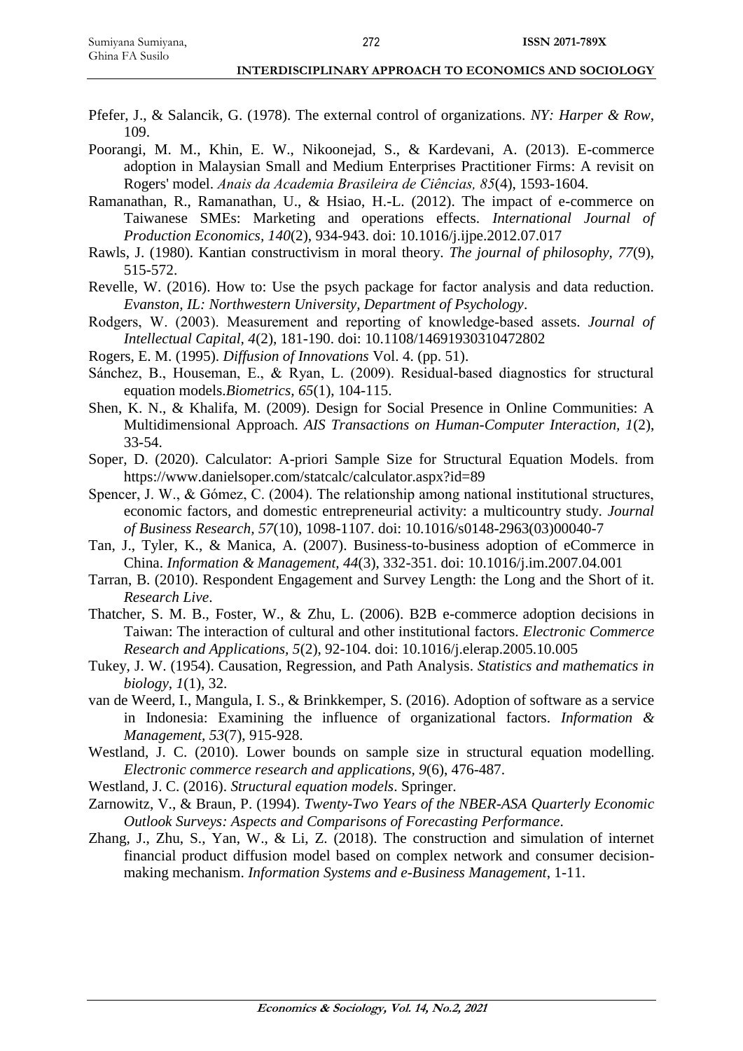Pfefer, J., & Salancik, G. (1978). The external control of organizations. *NY: Harper & Row*, 109.

Poorangi, M. M., Khin, E. W., Nikoonejad, S., & Kardevani, A. (2013). E-commerce adoption in Malaysian Small and Medium Enterprises Practitioner Firms: A revisit on Rogers' model. *Anais da Academia Brasileira de Ciências, 85*(4), 1593-1604.

Ramanathan, R., Ramanathan, U., & Hsiao, H.-L. (2012). The impact of e-commerce on Taiwanese SMEs: Marketing and operations effects. *International Journal of Production Economics, 140*(2), 934-943. doi: 10.1016/j.ijpe.2012.07.017

Rawls, J. (1980). Kantian constructivism in moral theory. *The journal of philosophy, 77*(9), 515-572.

Revelle, W. (2016). How to: Use the psych package for factor analysis and data reduction. *Evanston, IL: Northwestern University, Department of Psychology*.

Rodgers, W. (2003). Measurement and reporting of knowledge-based assets. *Journal of Intellectual Capital, 4*(2), 181-190. doi: 10.1108/14691930310472802

Rogers, E. M. (1995). *Diffusion of Innovations* Vol. 4. (pp. 51).

Sánchez, B., Houseman, E., & Ryan, L. (2009). Residual-based diagnostics for structural equation models.*Biometrics, 65*(1), 104-115.

Shen, K. N., & Khalifa, M. (2009). Design for Social Presence in Online Communities: A Multidimensional Approach. *AIS Transactions on Human-Computer Interaction, 1*(2), 33-54.

Soper, D. (2020). Calculator: A-priori Sample Size for Structural Equation Models. from https://www.danielsoper.com/statcalc/calculator.aspx?id=89

Spencer, J. W., & Gómez, C. (2004). The relationship among national institutional structures, economic factors, and domestic entrepreneurial activity: a multicountry study. *Journal of Business Research, 57*(10), 1098-1107. doi: 10.1016/s0148-2963(03)00040-7

Tan, J., Tyler, K., & Manica, A. (2007). Business-to-business adoption of eCommerce in China. *Information & Management, 44*(3), 332-351. doi: 10.1016/j.im.2007.04.001

Tarran, B. (2010). Respondent Engagement and Survey Length: the Long and the Short of it. *Research Live*.

Thatcher, S. M. B., Foster, W., & Zhu, L. (2006). B2B e-commerce adoption decisions in Taiwan: The interaction of cultural and other institutional factors. *Electronic Commerce Research and Applications, 5*(2), 92-104. doi: 10.1016/j.elerap.2005.10.005

Tukey, J. W. (1954). Causation, Regression, and Path Analysis. *Statistics and mathematics in biology, 1*(1), 32.

van de Weerd, I., Mangula, I. S., & Brinkkemper, S. (2016). Adoption of software as a service in Indonesia: Examining the influence of organizational factors. *Information & Management, 53*(7), 915-928.

Westland, J. C. (2010). Lower bounds on sample size in structural equation modelling. *Electronic commerce research and applications, 9*(6), 476-487.

Westland, J. C. (2016). *Structural equation models*. Springer.

Zarnowitz, V., & Braun, P. (1994). *Twenty-Two Years of the NBER-ASA Quarterly Economic Outlook Surveys: Aspects and Comparisons of Forecasting Performance*.

Zhang, J., Zhu, S., Yan, W., & Li, Z. (2018). The construction and simulation of internet financial product diffusion model based on complex network and consumer decision-making mechanism. *Information Systems and e-Business Management*, 1-11.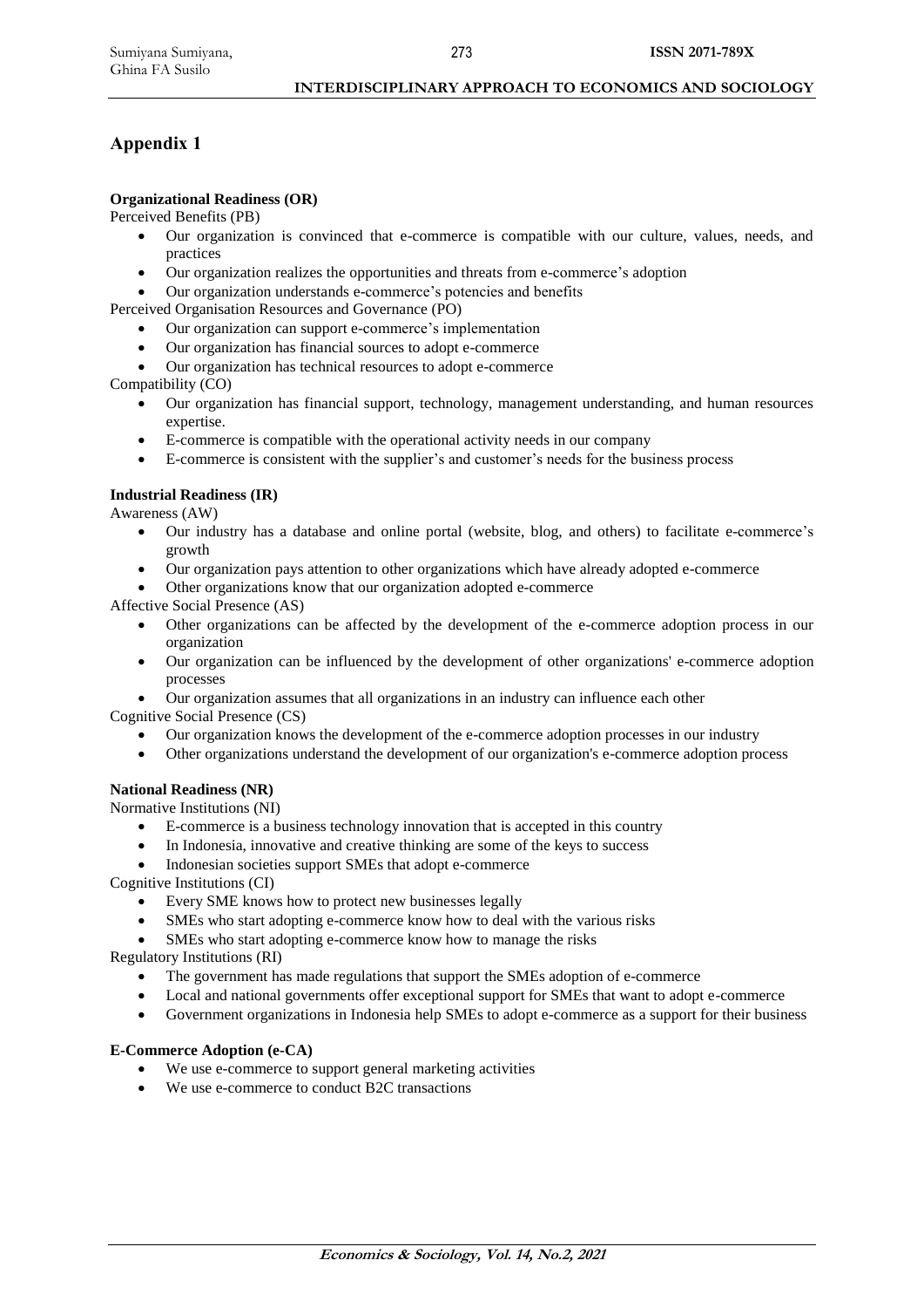## Appendix 1

**Organizational Readiness (OR)**

Perceived Benefits (PB)

- Our organization is convinced that e-commerce is compatible with our culture, values, needs, and practices
- Our organization realizes the opportunities and threats from e-commerce's adoption
- Our organization understands e-commerce's potencies and benefits

Perceived Organisation Resources and Governance (PO)

- Our organization can support e-commerce's implementation
- Our organization has financial sources to adopt e-commerce
- Our organization has technical resources to adopt e-commerce

Compatibility (CO)

- Our organization has financial support, technology, management understanding, and human resources expertise.
- E-commerce is compatible with the operational activity needs in our company
- E-commerce is consistent with the supplier's and customer's needs for the business process

**Industrial Readiness (IR)**

Awareness (AW)

- Our industry has a database and online portal (website, blog, and others) to facilitate e-commerce's growth
- Our organization pays attention to other organizations which have already adopted e-commerce
- Other organizations know that our organization adopted e-commerce

Affective Social Presence (AS)

- Other organizations can be affected by the development of the e-commerce adoption process in our organization
- Our organization can be influenced by the development of other organizations' e-commerce adoption processes
- Our organization assumes that all organizations in an industry can influence each other

Cognitive Social Presence (CS)

- Our organization knows the development of the e-commerce adoption processes in our industry
- Other organizations understand the development of our organization's e-commerce adoption process

**National Readiness (NR)**

Normative Institutions (NI)

- E-commerce is a business technology innovation that is accepted in this country
- In Indonesia, innovative and creative thinking are some of the keys to success
- Indonesian societies support SMEs that adopt e-commerce

Cognitive Institutions (CI)

- Every SME knows how to protect new businesses legally
- SMEs who start adopting e-commerce know how to deal with the various risks
- SMEs who start adopting e-commerce know how to manage the risks

Regulatory Institutions (RI)

- The government has made regulations that support the SMEs adoption of e-commerce
- Local and national governments offer exceptional support for SMEs that want to adopt e-commerce
- Government organizations in Indonesia help SMEs to adopt e-commerce as a support for their business

**E-Commerce Adoption (e-CA)**

- We use e-commerce to support general marketing activities
- We use e-commerce to conduct B2C transactions